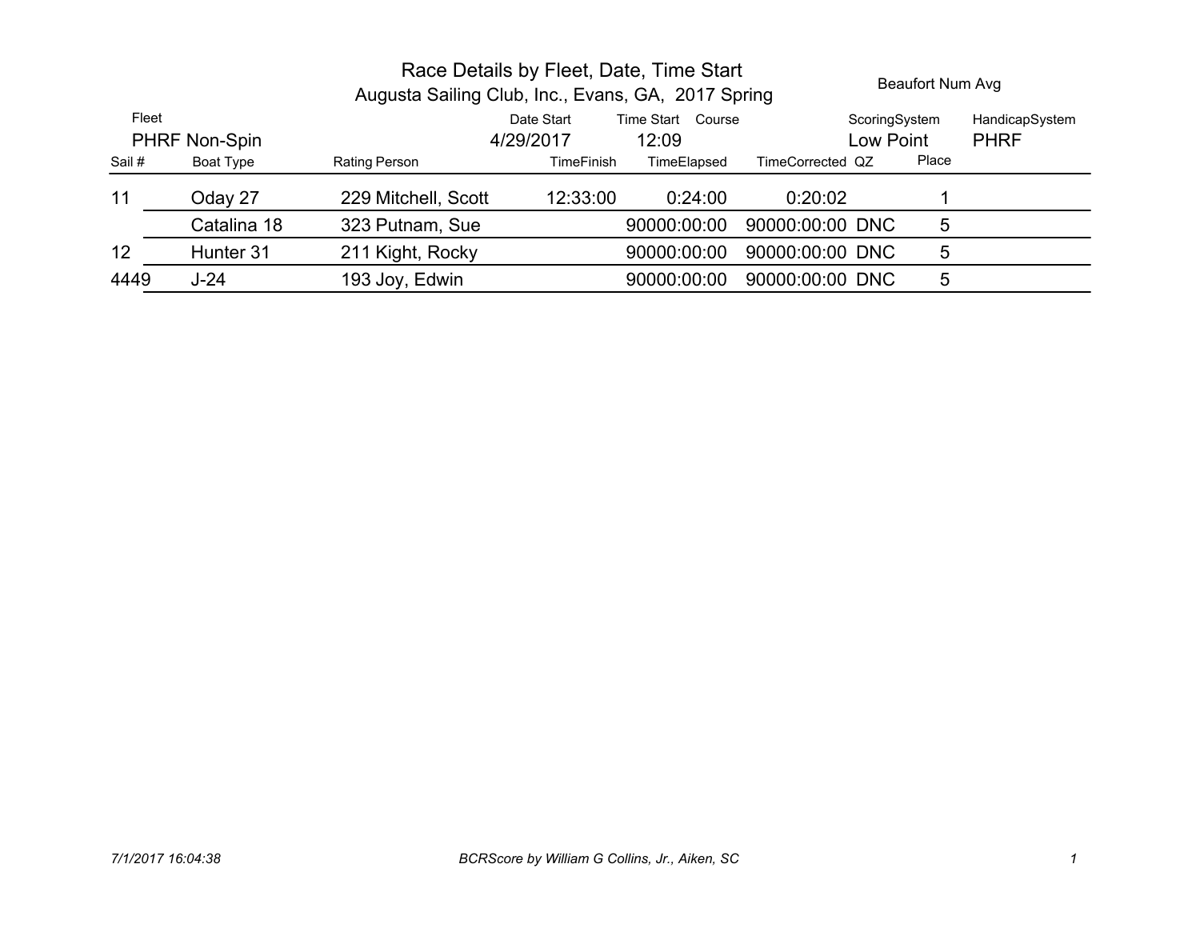# Race Details by Fleet, Date, Time Start

Augusta Sailing Club, Inc., Evans, GA, 2017 Spring

Beaufort Num Avg

| Fleet | | | Date Start | Time Start | Course | | ScoringSystem | HandicapSystem |
|---|---|---|---|---|---|---|---|---|
| PHRF Non-Spin | | | 4/29/2017 | 12:09 | | | Low Point | PHRF |

| Sail # | Boat Type | Rating Person | TimeFinish | TimeElapsed | TimeCorrected | QZ | Place |
|---|---|---|---|---|---|---|---|
| 11 | Oday 27 | 229 Mitchell, Scott | 12:33:00 | 0:24:00 | 0:20:02 | | 1 |
| | Catalina 18 | 323 Putnam, Sue | | 90000:00:00 | 90000:00:00 | DNC | 5 |
| 12 | Hunter 31 | 211 Kight, Rocky | | 90000:00:00 | 90000:00:00 | DNC | 5 |
| 4449 | J-24 | 193 Joy, Edwin | | 90000:00:00 | 90000:00:00 | DNC | 5 |

*7/1/2017 16:04:38* *BCRScore by William G Collins, Jr., Aiken, SC*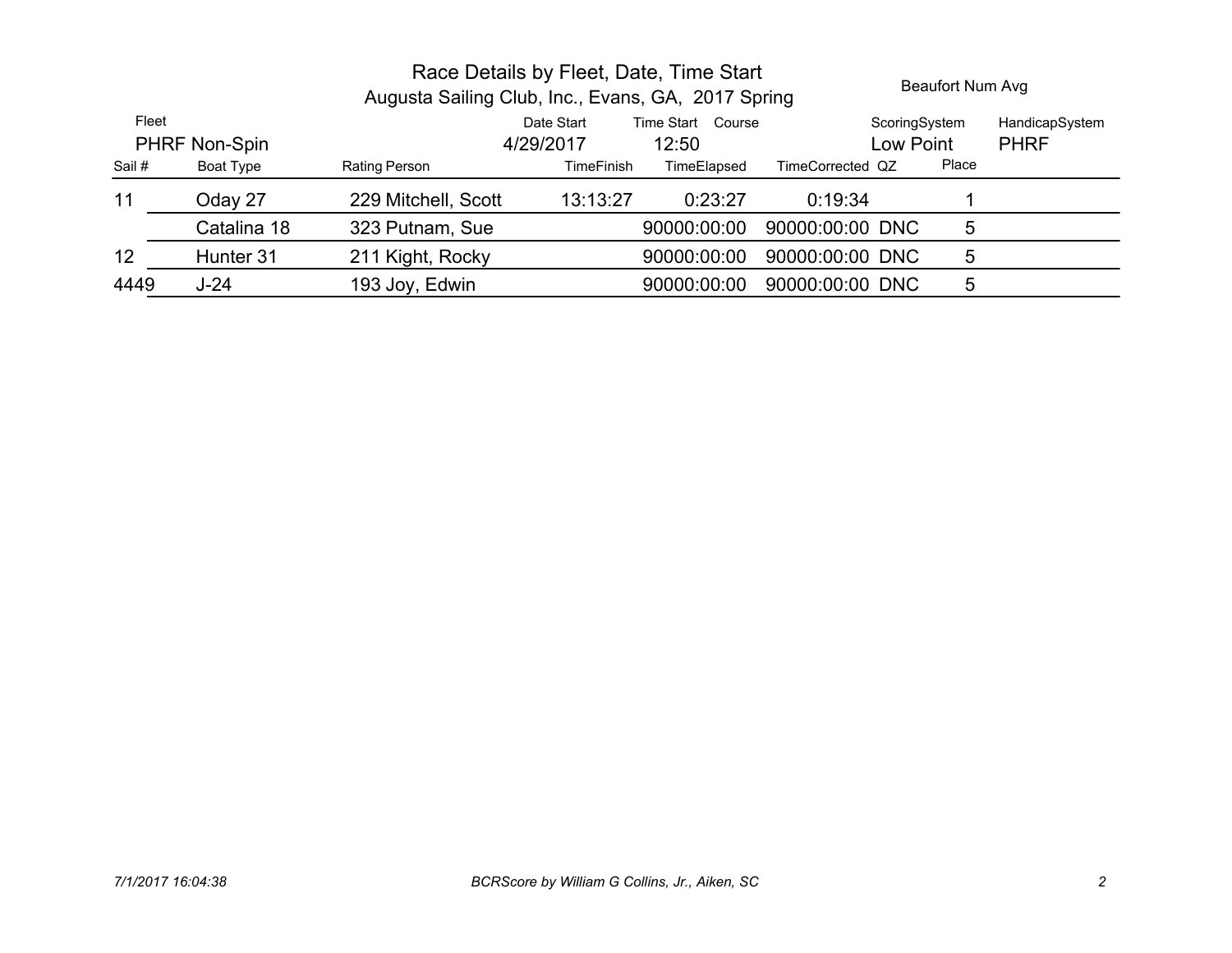# Race Details by Fleet, Date, Time Start

## Augusta Sailing Club, Inc., Evans, GA, 2017 Spring

Beaufort Num Avg

| Fleet | Date Start | Time Start | Course | ScoringSystem | HandicapSystem |
|---|---|---|---|---|---|
| PHRF Non-Spin | 4/29/2017 | 12:50 | | Low Point | PHRF |

| Sail # | Boat Type | Rating | Person | TimeFinish | TimeElapsed | TimeCorrected | QZ | Place |
|---|---|---|---|---|---|---|---|---|
| 11 | Oday 27 | 229 | Mitchell, Scott | 13:13:27 | 0:23:27 | 0:19:34 | | 1 |
| | Catalina 18 | 323 | Putnam, Sue | | 90000:00:00 | 90000:00:00 | DNC | 5 |
| 12 | Hunter 31 | 211 | Kight, Rocky | | 90000:00:00 | 90000:00:00 | DNC | 5 |
| 4449 | J-24 | 193 | Joy, Edwin | | 90000:00:00 | 90000:00:00 | DNC | 5 |

*7/1/2017 16:04:38* *BCRScore by William G Collins, Jr., Aiken, SC*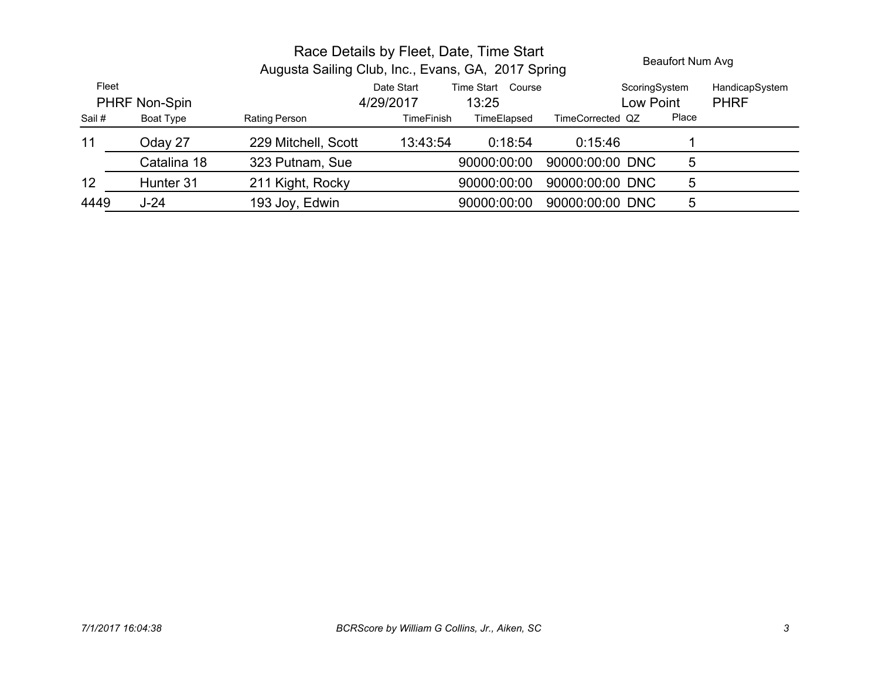# Race Details by Fleet, Date, Time Start

## Augusta Sailing Club, Inc., Evans, GA, 2017 Spring

Beaufort Num Avg

| Fleet | Date Start | Time Start | Course | ScoringSystem | HandicapSystem |
|---|---|---|---|---|---|
| PHRF Non-Spin | 4/29/2017 | 13:25 | | Low Point | PHRF |

| Sail # | Boat Type | Rating | Person | TimeFinish | TimeElapsed | TimeCorrected | QZ | Place |
|---|---|---|---|---|---|---|---|---|
| 11 | Oday 27 | 229 | Mitchell, Scott | 13:43:54 | 0:18:54 | 0:15:46 | | 1 |
| | Catalina 18 | 323 | Putnam, Sue | | 90000:00:00 | 90000:00:00 | DNC | 5 |
| 12 | Hunter 31 | 211 | Kight, Rocky | | 90000:00:00 | 90000:00:00 | DNC | 5 |
| 4449 | J-24 | 193 | Joy, Edwin | | 90000:00:00 | 90000:00:00 | DNC | 5 |

*7/1/2017 16:04:38* *BCRScore by William G Collins, Jr., Aiken, SC*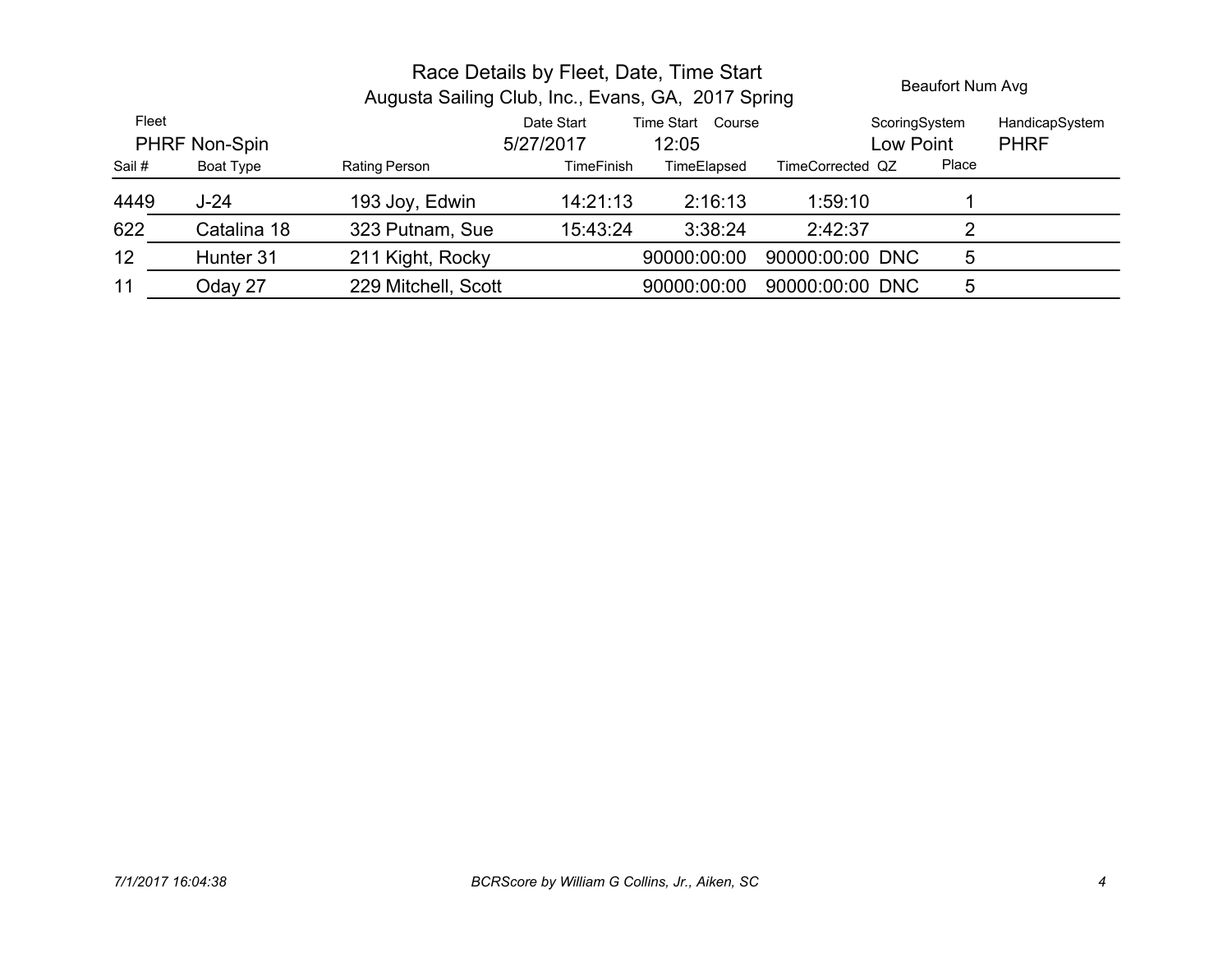# Race Details by Fleet, Date, Time Start

## Augusta Sailing Club, Inc., Evans, GA, 2017 Spring

Beaufort Num Avg

| Fleet | Date Start | Time Start | Course | ScoringSystem | HandicapSystem |
|---|---|---|---|---|---|
| PHRF Non-Spin | 5/27/2017 | 12:05 | | Low Point | PHRF |

| Sail # | Boat Type | Rating | Person | TimeFinish | TimeElapsed | TimeCorrected | QZ | Place |
|---|---|---|---|---|---|---|---|---|
| 4449 | J-24 | 193 | Joy, Edwin | 14:21:13 | 2:16:13 | 1:59:10 | | 1 |
| 622 | Catalina 18 | 323 | Putnam, Sue | 15:43:24 | 3:38:24 | 2:42:37 | | 2 |
| 12 | Hunter 31 | 211 | Kight, Rocky | | 90000:00:00 | 90000:00:00 | DNC | 5 |
| 11 | Oday 27 | 229 | Mitchell, Scott | | 90000:00:00 | 90000:00:00 | DNC | 5 |

*7/1/2017 16:04:38* *BCRScore by William G Collins, Jr., Aiken, SC*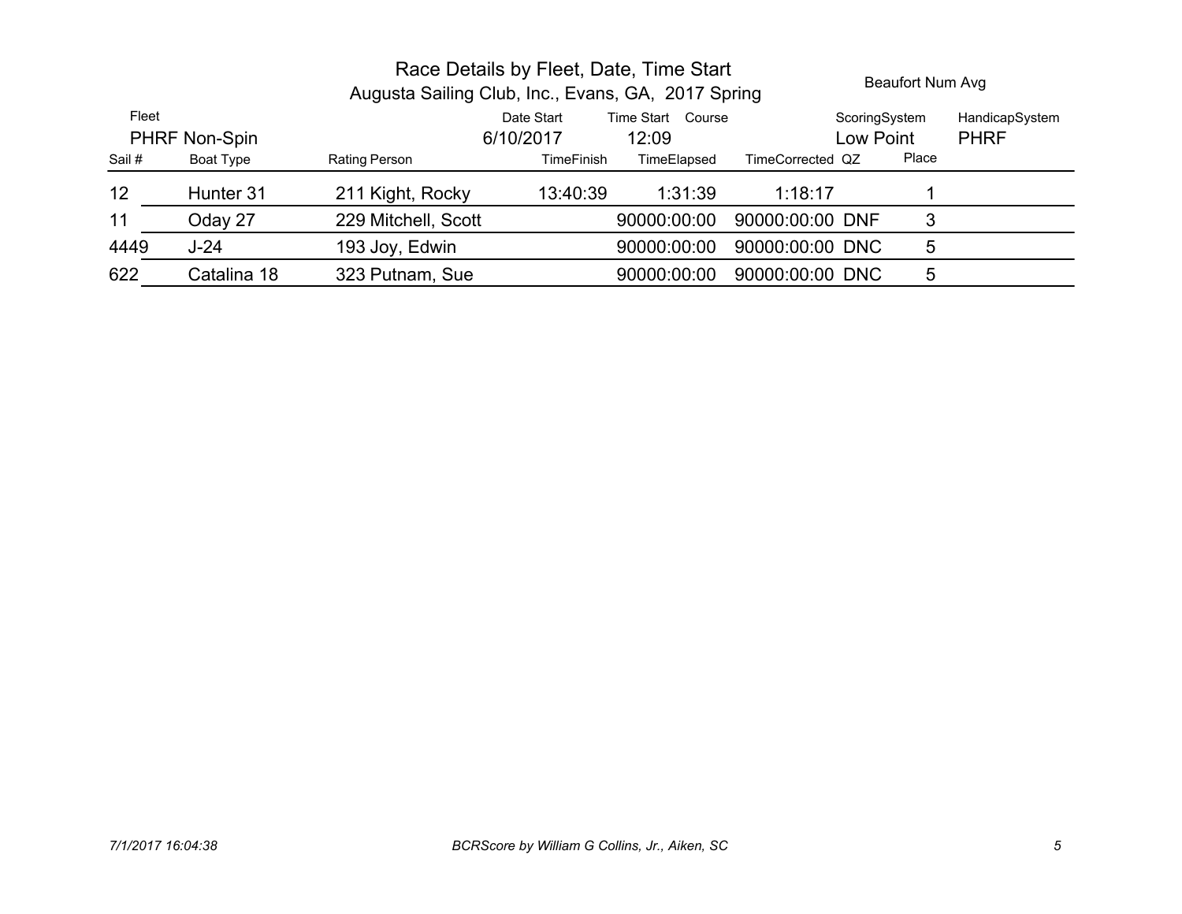# Race Details by Fleet, Date, Time Start

## Augusta Sailing Club, Inc., Evans, GA, 2017 Spring

Beaufort Num Avg

| Fleet | Date Start | Time Start | Course | ScoringSystem | HandicapSystem |
|---|---|---|---|---|---|
| PHRF Non-Spin | 6/10/2017 | 12:09 | | Low Point | PHRF |

| Sail # | Boat Type | Rating | Person | TimeFinish | TimeElapsed | TimeCorrected | QZ | Place |
|---|---|---|---|---|---|---|---|---|
| 12 | Hunter 31 | 211 | Kight, Rocky | 13:40:39 | 1:31:39 | 1:18:17 | | 1 |
| 11 | Oday 27 | 229 | Mitchell, Scott | | 90000:00:00 | 90000:00:00 | DNF | 3 |
| 4449 | J-24 | 193 | Joy, Edwin | | 90000:00:00 | 90000:00:00 | DNC | 5 |
| 622 | Catalina 18 | 323 | Putnam, Sue | | 90000:00:00 | 90000:00:00 | DNC | 5 |

*7/1/2017 16:04:38* *BCRScore by William G Collins, Jr., Aiken, SC*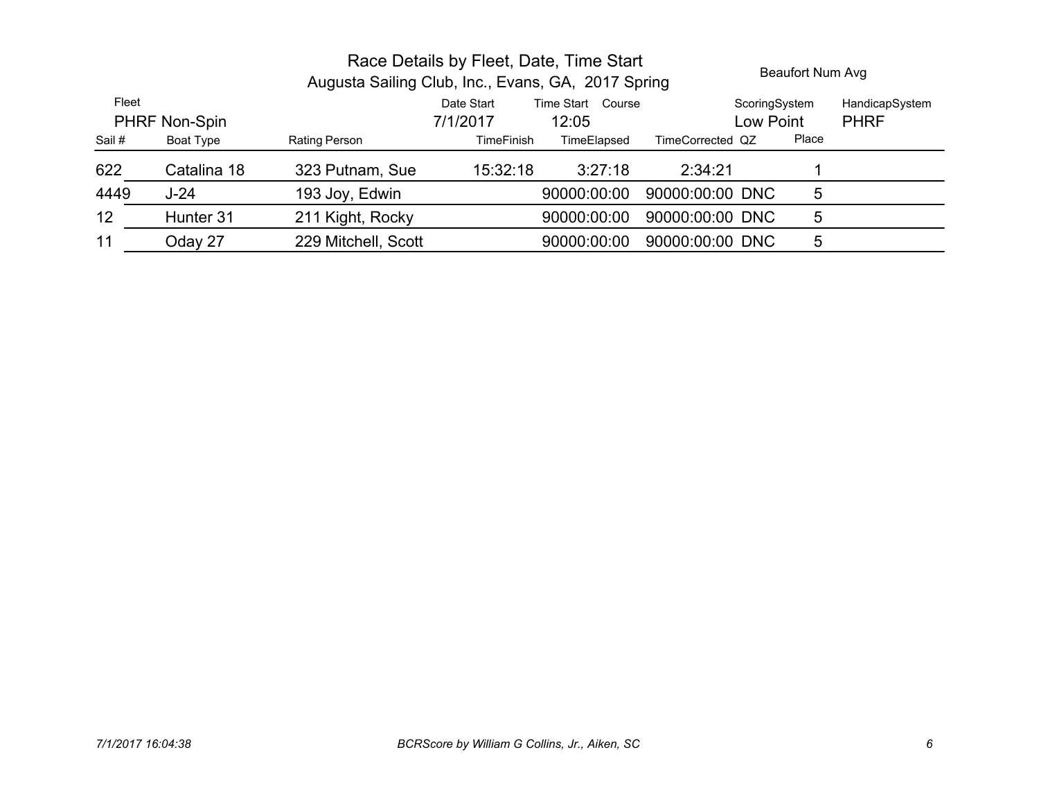# Race Details by Fleet, Date, Time Start

## Augusta Sailing Club, Inc., Evans, GA, 2017 Spring

Beaufort Num Avg

| Fleet | Date Start | Time Start | Course | ScoringSystem | HandicapSystem |
|---|---|---|---|---|---|
| PHRF Non-Spin | 7/1/2017 | 12:05 | | Low Point | PHRF |

| Sail # | Boat Type | Rating | Person | TimeFinish | TimeElapsed | TimeCorrected | QZ | Place |
|---|---|---|---|---|---|---|---|---|
| 622 | Catalina 18 | 323 | Putnam, Sue | 15:32:18 | 3:27:18 | 2:34:21 | | 1 |
| 4449 | J-24 | 193 | Joy, Edwin | | 90000:00:00 | 90000:00:00 | DNC | 5 |
| 12 | Hunter 31 | 211 | Kight, Rocky | | 90000:00:00 | 90000:00:00 | DNC | 5 |
| 11 | Oday 27 | 229 | Mitchell, Scott | | 90000:00:00 | 90000:00:00 | DNC | 5 |

*7/1/2017 16:04:38* *BCRScore by William G Collins, Jr., Aiken, SC*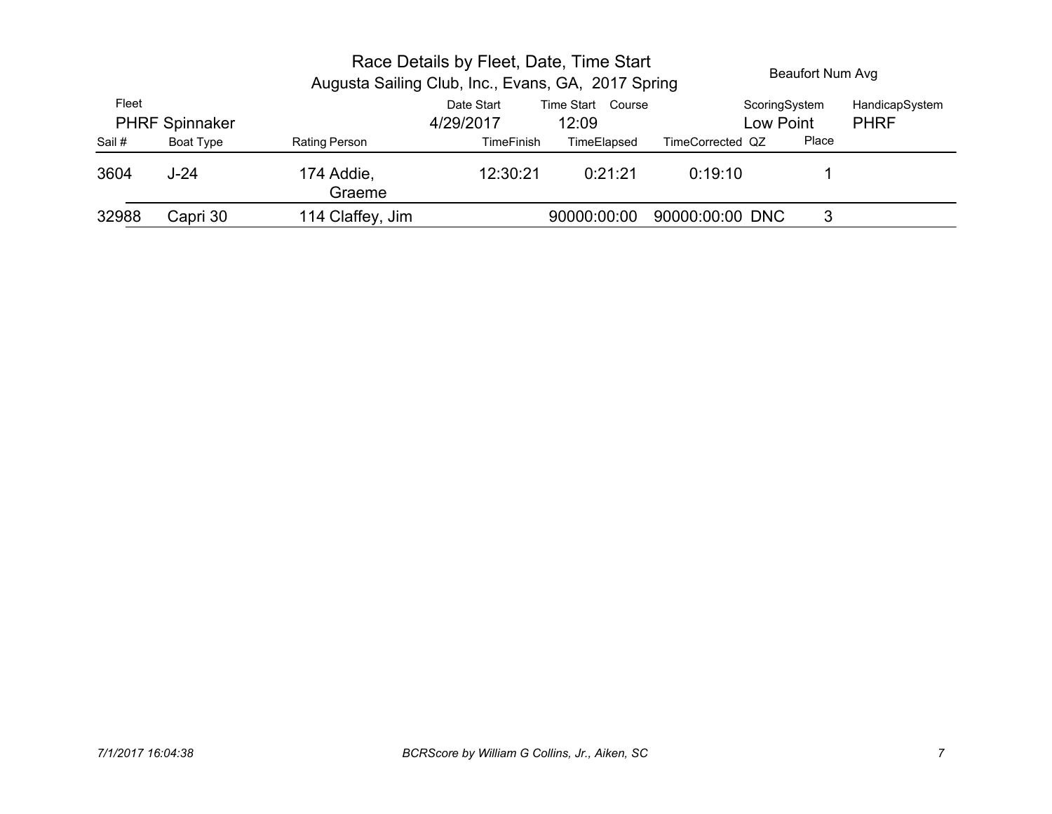# Race Details by Fleet, Date, Time Start

## Augusta Sailing Club, Inc., Evans, GA, 2017 Spring

Beaufort Num Avg

| Fleet | Date Start | Time Start | Course | ScoringSystem | HandicapSystem |
|---|---|---|---|---|---|
| PHRF Spinnaker | 4/29/2017 | 12:09 | | Low Point | PHRF |

| Sail # | Boat Type | Rating | Person | TimeFinish | TimeElapsed | TimeCorrected | QZ | Place |
|---|---|---|---|---|---|---|---|---|
| 3604 | J-24 | 174 | Addie, Graeme | 12:30:21 | 0:21:21 | 0:19:10 | | 1 |
| 32988 | Capri 30 | 114 | Claffey, Jim | | 90000:00:00 | 90000:00:00 | DNC | 3 |

*7/1/2017 16:04:38* *BCRScore by William G Collins, Jr., Aiken, SC*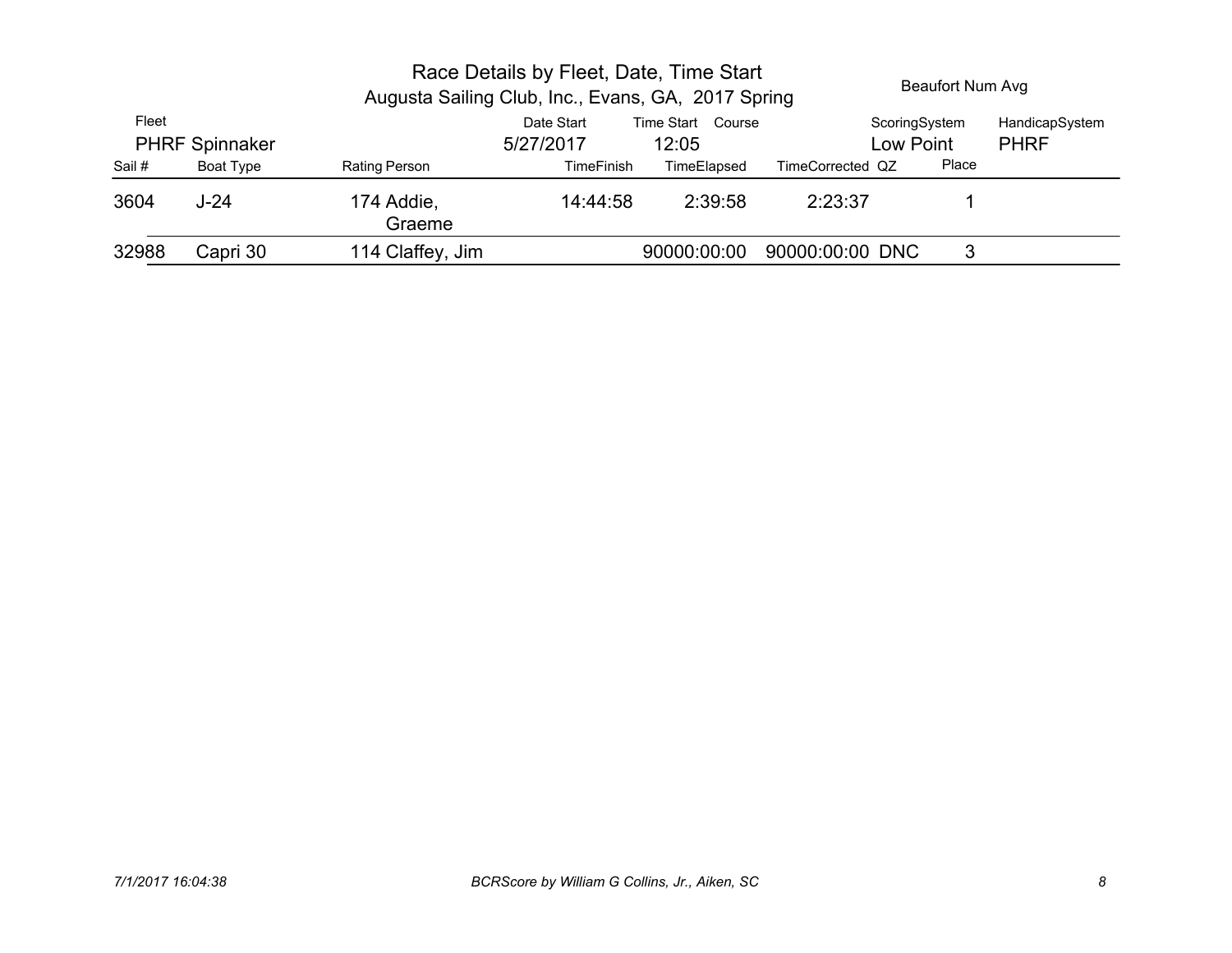# Race Details by Fleet, Date, Time Start

## Augusta Sailing Club, Inc., Evans, GA, 2017 Spring

Beaufort Num Avg

| Fleet | Date Start | Time Start | Course | ScoringSystem | HandicapSystem |
|---|---|---|---|---|---|
| PHRF Spinnaker | 5/27/2017 | 12:05 | | Low Point | PHRF |

| Sail # | Boat Type | Rating | Person | TimeFinish | TimeElapsed | TimeCorrected | QZ | Place |
|---|---|---|---|---|---|---|---|---|
| 3604 | J-24 | 174 | Addie, Graeme | 14:44:58 | 2:39:58 | 2:23:37 | | 1 |
| 32988 | Capri 30 | 114 | Claffey, Jim | | 90000:00:00 | 90000:00:00 | DNC | 3 |

*7/1/2017 16:04:38*

*BCRScore by William G Collins, Jr., Aiken, SC*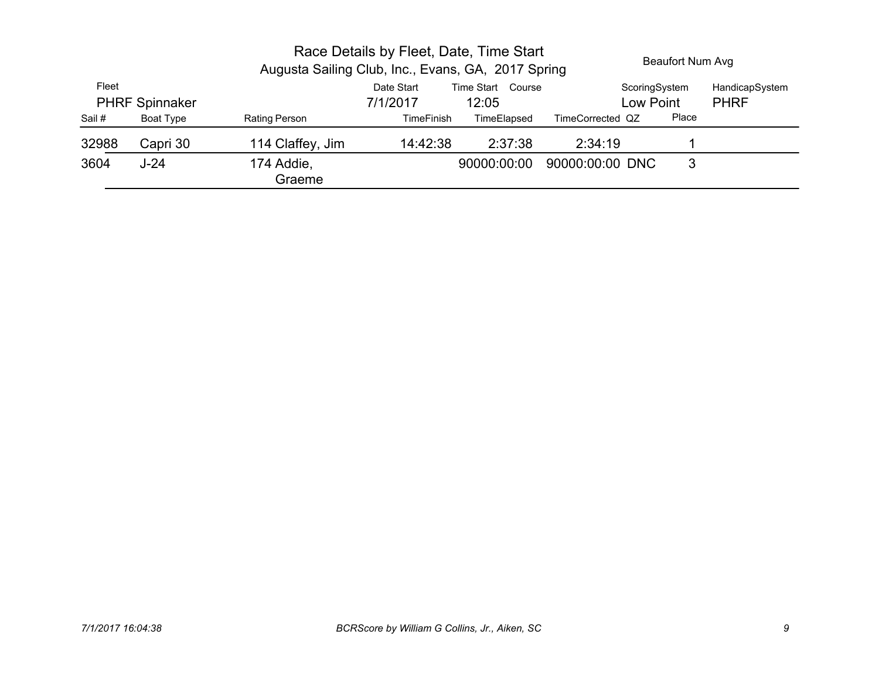# Race Details by Fleet, Date, Time Start

## Augusta Sailing Club, Inc., Evans, GA, 2017 Spring

Beaufort Num Avg

| Fleet | Date Start | Time Start | Course | ScoringSystem | HandicapSystem |
|---|---|---|---|---|---|
| PHRF Spinnaker | 7/1/2017 | 12:05 | | Low Point | PHRF |

| Sail # | Boat Type | Rating | Person | TimeFinish | TimeElapsed | TimeCorrected | QZ | Place |
|---|---|---|---|---|---|---|---|---|
| 32988 | Capri 30 | 114 | Claffey, Jim | 14:42:38 | 2:37:38 | 2:34:19 | | 1 |
| 3604 | J-24 | 174 | Addie, Graeme | | 90000:00:00 | 90000:00:00 | DNC | 3 |

*7/1/2017 16:04:38* *BCRScore by William G Collins, Jr., Aiken, SC*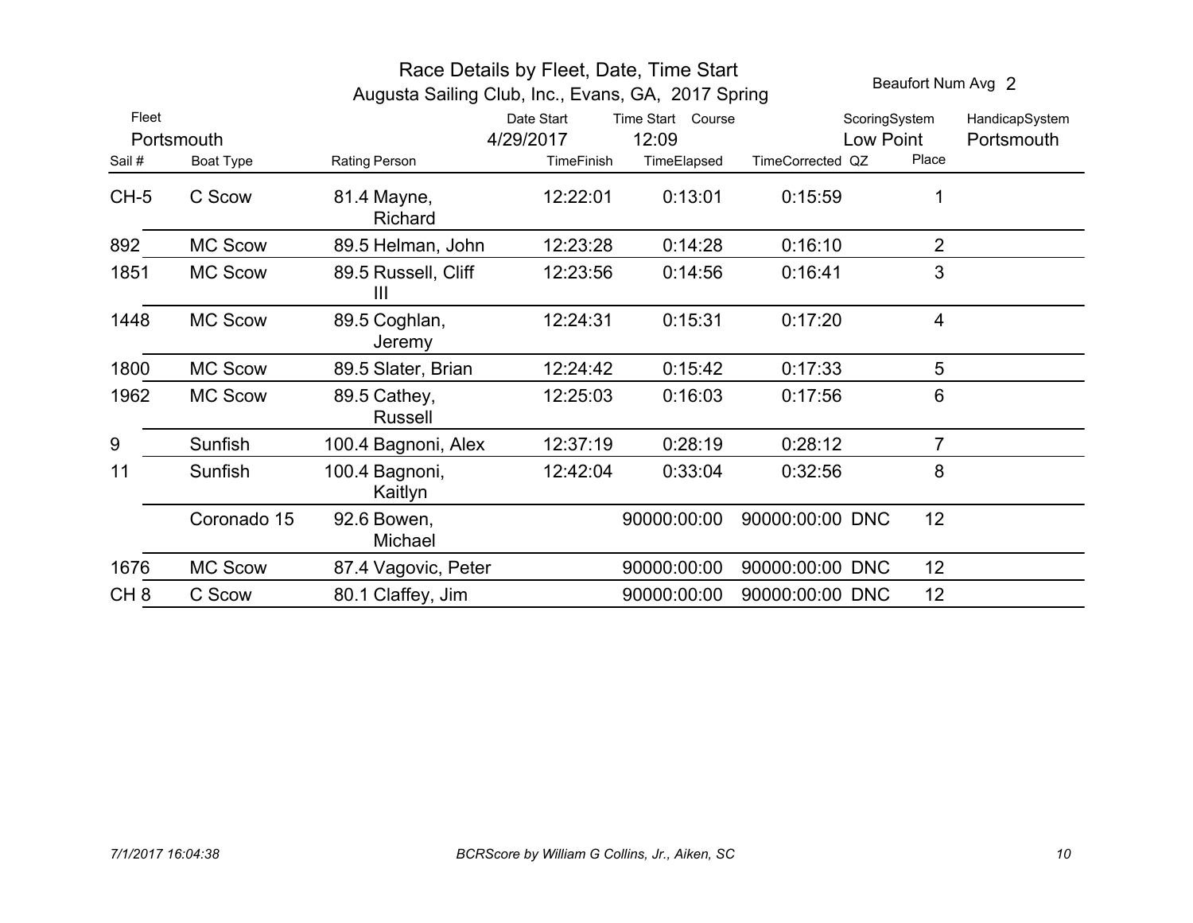# Race Details by Fleet, Date, Time Start

## Augusta Sailing Club, Inc., Evans, GA, 2017 Spring

Beaufort Num Avg 2

| Fleet | Date Start | Time Start | Course | ScoringSystem | HandicapSystem |
|---|---|---|---|---|---|
| Portsmouth | 4/29/2017 | 12:09 | | Low Point | Portsmouth |

| Sail # | Boat Type | Rating | Person | TimeFinish | TimeElapsed | TimeCorrected | QZ | Place |
|---|---|---|---|---|---|---|---|---|
| CH-5 | C Scow | 81.4 | Mayne, Richard | 12:22:01 | 0:13:01 | 0:15:59 | | 1 |
| 892 | MC Scow | 89.5 | Helman, John | 12:23:28 | 0:14:28 | 0:16:10 | | 2 |
| 1851 | MC Scow | 89.5 | Russell, Cliff III | 12:23:56 | 0:14:56 | 0:16:41 | | 3 |
| 1448 | MC Scow | 89.5 | Coghlan, Jeremy | 12:24:31 | 0:15:31 | 0:17:20 | | 4 |
| 1800 | MC Scow | 89.5 | Slater, Brian | 12:24:42 | 0:15:42 | 0:17:33 | | 5 |
| 1962 | MC Scow | 89.5 | Cathey, Russell | 12:25:03 | 0:16:03 | 0:17:56 | | 6 |
| 9 | Sunfish | 100.4 | Bagnoni, Alex | 12:37:19 | 0:28:19 | 0:28:12 | | 7 |
| 11 | Sunfish | 100.4 | Bagnoni, Kaitlyn | 12:42:04 | 0:33:04 | 0:32:56 | | 8 |
| | Coronado 15 | 92.6 | Bowen, Michael | | 90000:00:00 | 90000:00:00 | DNC | 12 |
| 1676 | MC Scow | 87.4 | Vagovic, Peter | | 90000:00:00 | 90000:00:00 | DNC | 12 |
| CH 8 | C Scow | 80.1 | Claffey, Jim | | 90000:00:00 | 90000:00:00 | DNC | 12 |

*7/1/2017 16:04:38* *BCRScore by William G Collins, Jr., Aiken, SC*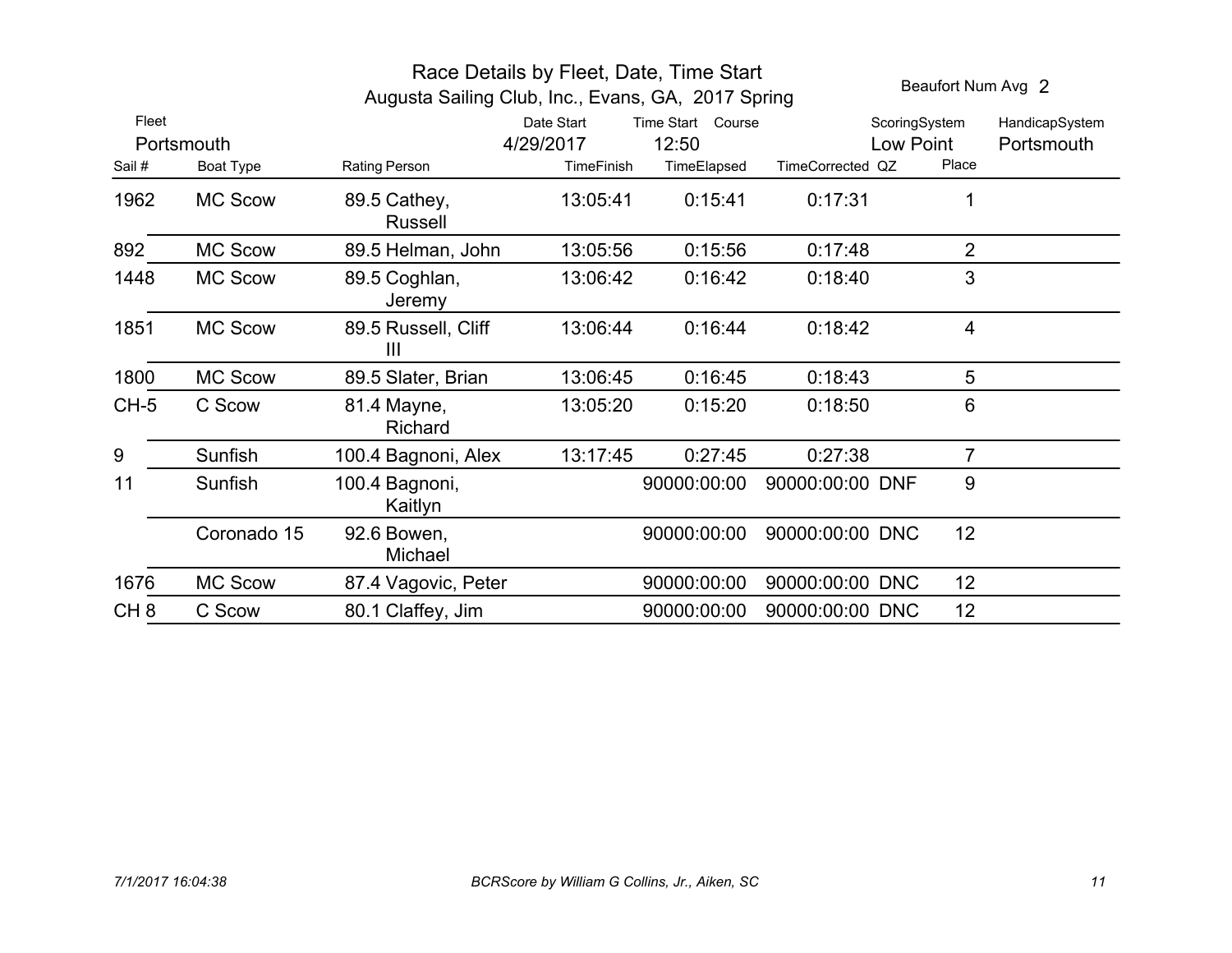# Race Details by Fleet, Date, Time Start

## Augusta Sailing Club, Inc., Evans, GA, 2017 Spring

Beaufort Num Avg 2

| Fleet | Date Start | Time Start | Course | ScoringSystem | HandicapSystem |
|---|---|---|---|---|---|
| Portsmouth | 4/29/2017 | 12:50 | | Low Point | Portsmouth |

| Sail # | Boat Type | Rating | Person | TimeFinish | TimeElapsed | TimeCorrected | QZ | Place |
|---|---|---|---|---|---|---|---|---|
| 1962 | MC Scow | 89.5 | Cathey, Russell | 13:05:41 | 0:15:41 | 0:17:31 | | 1 |
| 892 | MC Scow | 89.5 | Helman, John | 13:05:56 | 0:15:56 | 0:17:48 | | 2 |
| 1448 | MC Scow | 89.5 | Coghlan, Jeremy | 13:06:42 | 0:16:42 | 0:18:40 | | 3 |
| 1851 | MC Scow | 89.5 | Russell, Cliff III | 13:06:44 | 0:16:44 | 0:18:42 | | 4 |
| 1800 | MC Scow | 89.5 | Slater, Brian | 13:06:45 | 0:16:45 | 0:18:43 | | 5 |
| CH-5 | C Scow | 81.4 | Mayne, Richard | 13:05:20 | 0:15:20 | 0:18:50 | | 6 |
| 9 | Sunfish | 100.4 | Bagnoni, Alex | 13:17:45 | 0:27:45 | 0:27:38 | | 7 |
| 11 | Sunfish | 100.4 | Bagnoni, Kaitlyn | | 90000:00:00 | 90000:00:00 | DNF | 9 |
| | Coronado 15 | 92.6 | Bowen, Michael | | 90000:00:00 | 90000:00:00 | DNC | 12 |
| 1676 | MC Scow | 87.4 | Vagovic, Peter | | 90000:00:00 | 90000:00:00 | DNC | 12 |
| CH 8 | C Scow | 80.1 | Claffey, Jim | | 90000:00:00 | 90000:00:00 | DNC | 12 |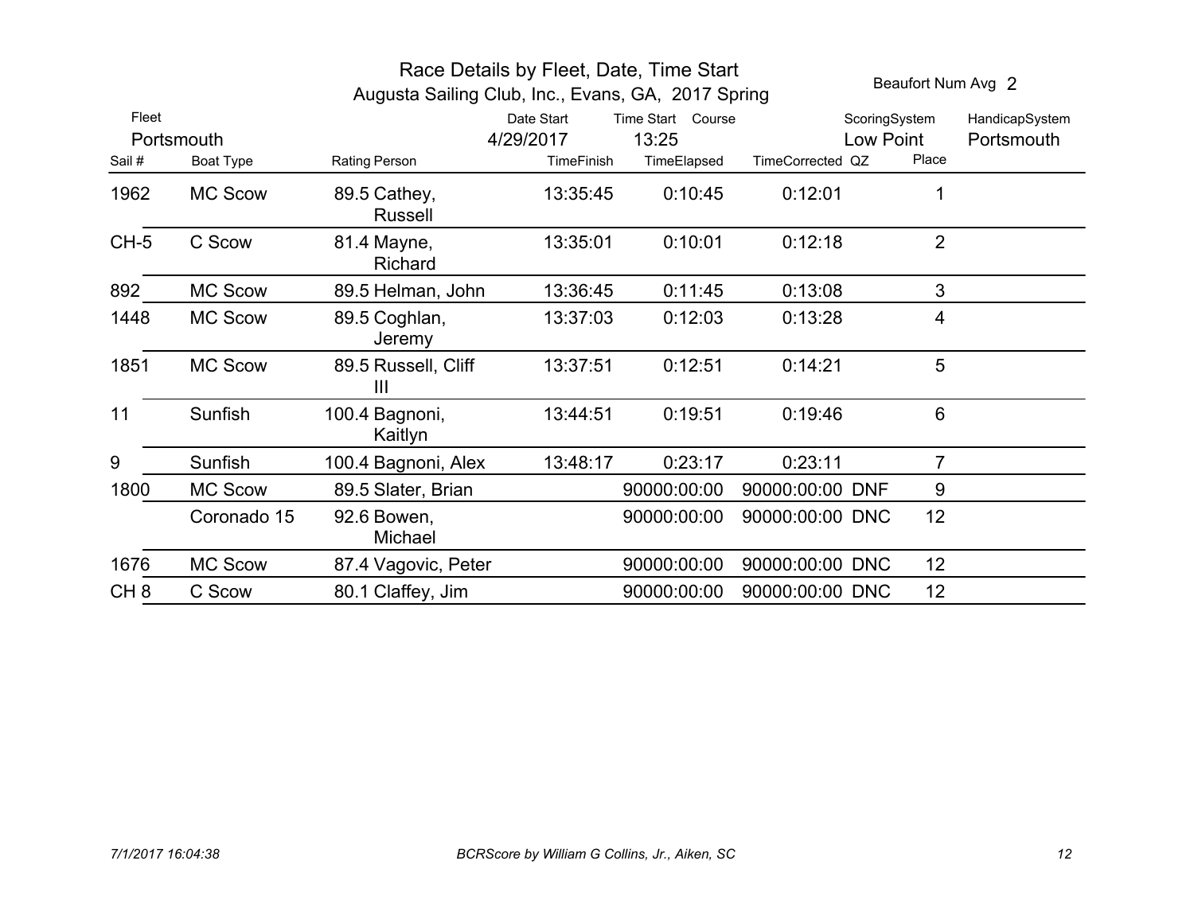# Race Details by Fleet, Date, Time Start

Augusta Sailing Club, Inc., Evans, GA, 2017 Spring

Beaufort Num Avg 2

| Fleet | Date Start | Time Start | Course | ScoringSystem | HandicapSystem |
|---|---|---|---|---|---|
| Portsmouth | 4/29/2017 | 13:25 | | Low Point | Portsmouth |

| Sail # | Boat Type | Rating | Person | TimeFinish | TimeElapsed | TimeCorrected | QZ | Place |
|---|---|---|---|---|---|---|---|---|
| 1962 | MC Scow | 89.5 | Cathey, Russell | 13:35:45 | 0:10:45 | 0:12:01 | | 1 |
| CH-5 | C Scow | 81.4 | Mayne, Richard | 13:35:01 | 0:10:01 | 0:12:18 | | 2 |
| 892 | MC Scow | 89.5 | Helman, John | 13:36:45 | 0:11:45 | 0:13:08 | | 3 |
| 1448 | MC Scow | 89.5 | Coghlan, Jeremy | 13:37:03 | 0:12:03 | 0:13:28 | | 4 |
| 1851 | MC Scow | 89.5 | Russell, Cliff III | 13:37:51 | 0:12:51 | 0:14:21 | | 5 |
| 11 | Sunfish | 100.4 | Bagnoni, Kaitlyn | 13:44:51 | 0:19:51 | 0:19:46 | | 6 |
| 9 | Sunfish | 100.4 | Bagnoni, Alex | 13:48:17 | 0:23:17 | 0:23:11 | | 7 |
| 1800 | MC Scow | 89.5 | Slater, Brian | | 90000:00:00 | 90000:00:00 | DNF | 9 |
| | Coronado 15 | 92.6 | Bowen, Michael | | 90000:00:00 | 90000:00:00 | DNC | 12 |
| 1676 | MC Scow | 87.4 | Vagovic, Peter | | 90000:00:00 | 90000:00:00 | DNC | 12 |
| CH 8 | C Scow | 80.1 | Claffey, Jim | | 90000:00:00 | 90000:00:00 | DNC | 12 |

*7/1/2017 16:04:38* *BCRScore by William G Collins, Jr., Aiken, SC*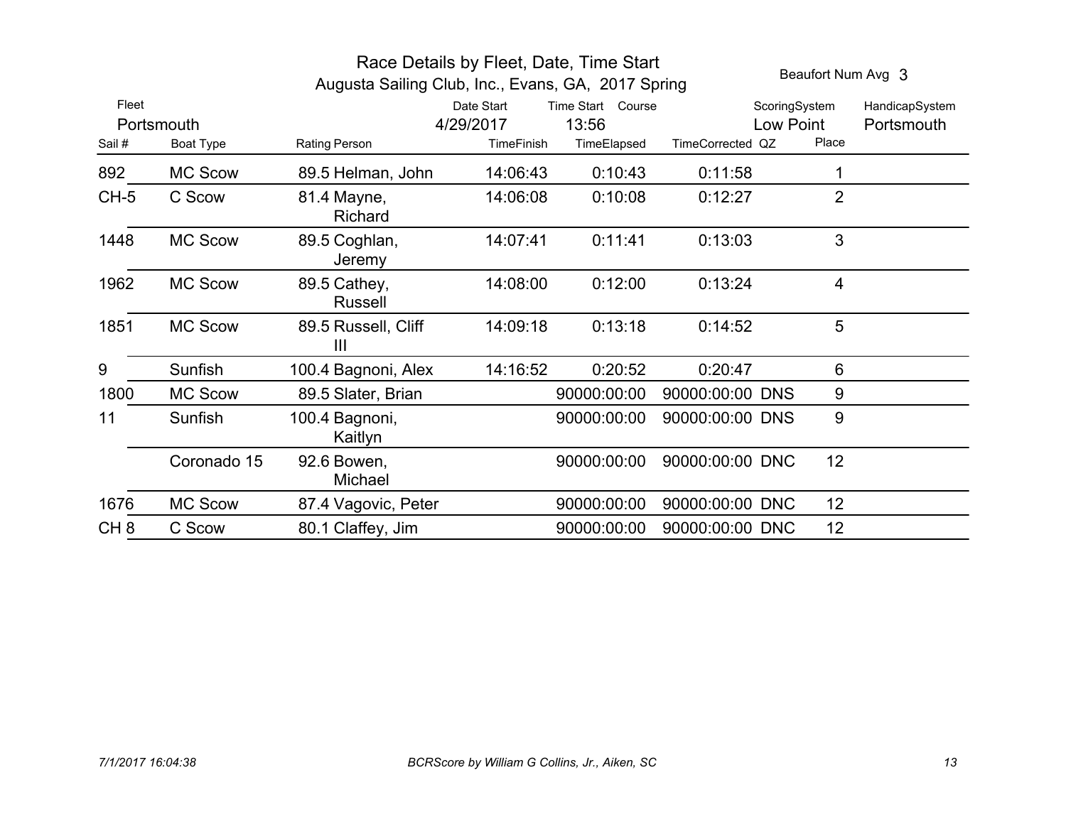# Race Details by Fleet, Date, Time Start

Augusta Sailing Club, Inc., Evans, GA, 2017 Spring

Beaufort Num Avg 3

| Fleet | Date Start | Time Start | Course | ScoringSystem | HandicapSystem |
|---|---|---|---|---|---|
| Portsmouth | 4/29/2017 | 13:56 | | Low Point | Portsmouth |

| Sail # | Boat Type | Rating | Person | TimeFinish | TimeElapsed | TimeCorrected | QZ | Place |
|---|---|---|---|---|---|---|---|---|
| 892 | MC Scow | 89.5 | Helman, John | 14:06:43 | 0:10:43 | 0:11:58 | | 1 |
| CH-5 | C Scow | 81.4 | Mayne, Richard | 14:06:08 | 0:10:08 | 0:12:27 | | 2 |
| 1448 | MC Scow | 89.5 | Coghlan, Jeremy | 14:07:41 | 0:11:41 | 0:13:03 | | 3 |
| 1962 | MC Scow | 89.5 | Cathey, Russell | 14:08:00 | 0:12:00 | 0:13:24 | | 4 |
| 1851 | MC Scow | 89.5 | Russell, Cliff III | 14:09:18 | 0:13:18 | 0:14:52 | | 5 |
| 9 | Sunfish | 100.4 | Bagnoni, Alex | 14:16:52 | 0:20:52 | 0:20:47 | | 6 |
| 1800 | MC Scow | 89.5 | Slater, Brian | | 90000:00:00 | 90000:00:00 | DNS | 9 |
| 11 | Sunfish | 100.4 | Bagnoni, Kaitlyn | | 90000:00:00 | 90000:00:00 | DNS | 9 |
| | Coronado 15 | 92.6 | Bowen, Michael | | 90000:00:00 | 90000:00:00 | DNC | 12 |
| 1676 | MC Scow | 87.4 | Vagovic, Peter | | 90000:00:00 | 90000:00:00 | DNC | 12 |
| CH 8 | C Scow | 80.1 | Claffey, Jim | | 90000:00:00 | 90000:00:00 | DNC | 12 |

*7/1/2017 16:04:38* *BCRScore by William G Collins, Jr., Aiken, SC*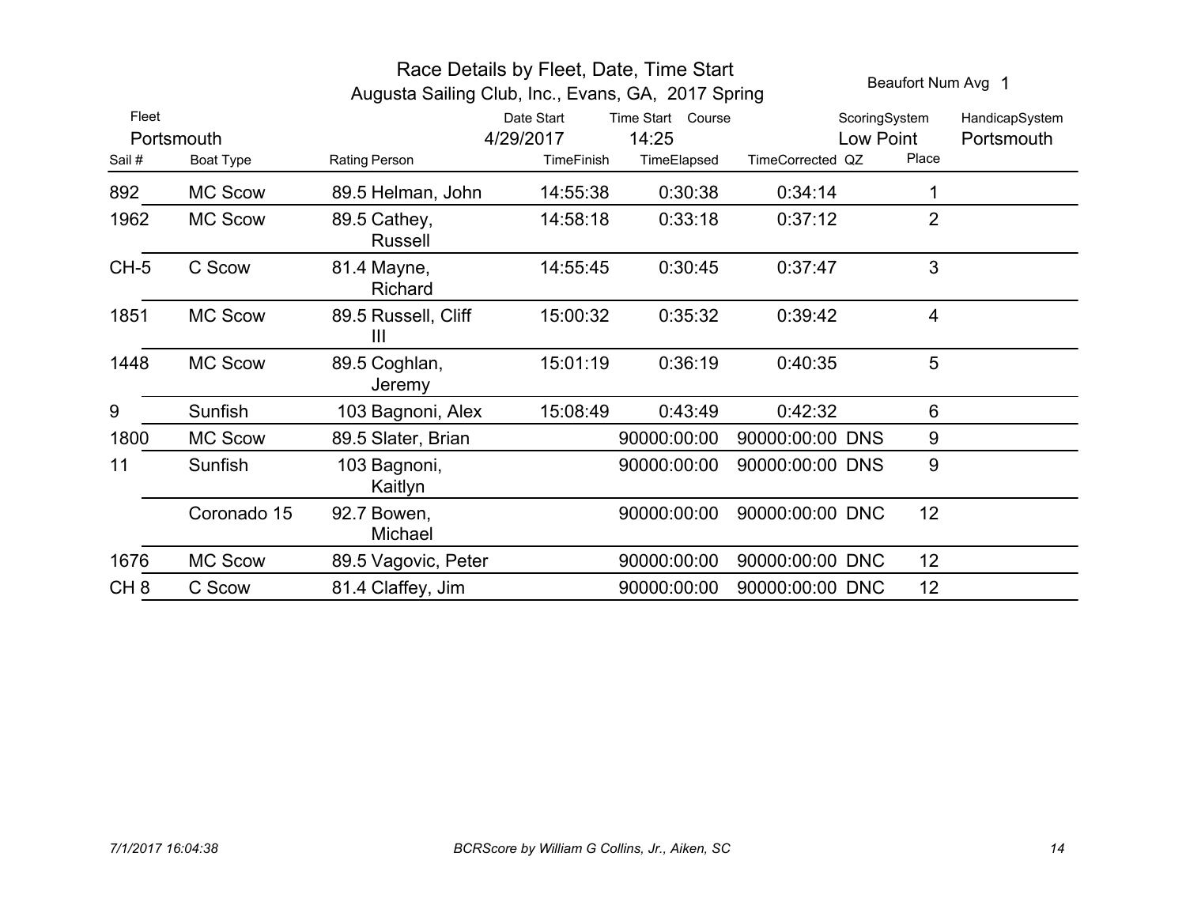# Race Details by Fleet, Date, Time Start

## Augusta Sailing Club, Inc., Evans, GA, 2017 Spring

Beaufort Num Avg 1

| Fleet | Date Start | Time Start | Course | ScoringSystem | HandicapSystem |
|---|---|---|---|---|---|
| Portsmouth | 4/29/2017 | 14:25 | | Low Point | Portsmouth |

| Sail # | Boat Type | Rating | Person | TimeFinish | TimeElapsed | TimeCorrected | QZ | Place |
|---|---|---|---|---|---|---|---|---|
| 892 | MC Scow | 89.5 | Helman, John | 14:55:38 | 0:30:38 | 0:34:14 | | 1 |
| 1962 | MC Scow | 89.5 | Cathey, Russell | 14:58:18 | 0:33:18 | 0:37:12 | | 2 |
| CH-5 | C Scow | 81.4 | Mayne, Richard | 14:55:45 | 0:30:45 | 0:37:47 | | 3 |
| 1851 | MC Scow | 89.5 | Russell, Cliff III | 15:00:32 | 0:35:32 | 0:39:42 | | 4 |
| 1448 | MC Scow | 89.5 | Coghlan, Jeremy | 15:01:19 | 0:36:19 | 0:40:35 | | 5 |
| 9 | Sunfish | 103 | Bagnoni, Alex | 15:08:49 | 0:43:49 | 0:42:32 | | 6 |
| 1800 | MC Scow | 89.5 | Slater, Brian | | 90000:00:00 | 90000:00:00 | DNS | 9 |
| 11 | Sunfish | 103 | Bagnoni, Kaitlyn | | 90000:00:00 | 90000:00:00 | DNS | 9 |
| | Coronado 15 | 92.7 | Bowen, Michael | | 90000:00:00 | 90000:00:00 | DNC | 12 |
| 1676 | MC Scow | 89.5 | Vagovic, Peter | | 90000:00:00 | 90000:00:00 | DNC | 12 |
| CH 8 | C Scow | 81.4 | Claffey, Jim | | 90000:00:00 | 90000:00:00 | DNC | 12 |

*7/1/2017 16:04:38* *BCRScore by William G Collins, Jr., Aiken, SC*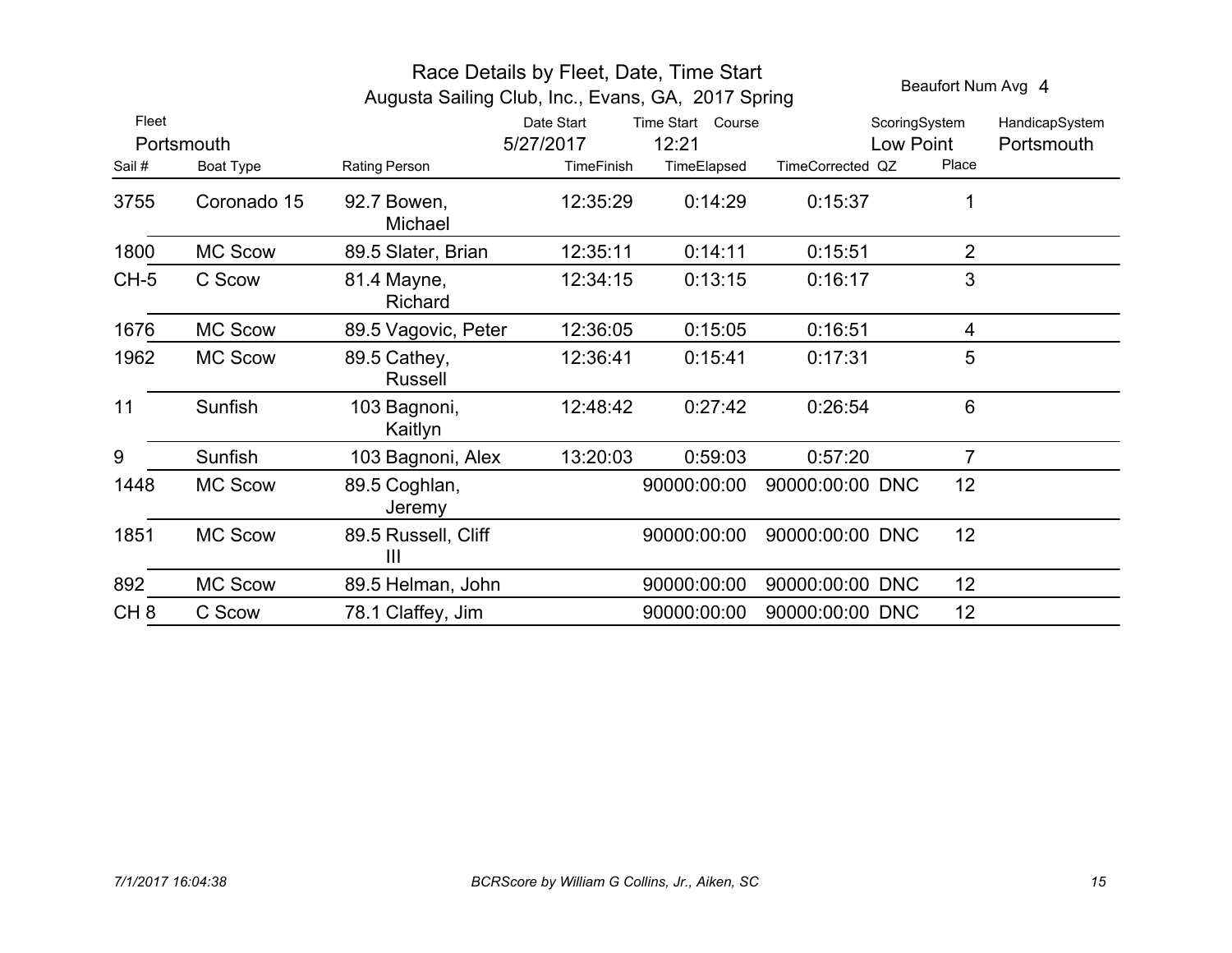# Race Details by Fleet, Date, Time Start

## Augusta Sailing Club, Inc., Evans, GA, 2017 Spring

Beaufort Num Avg 4

| Fleet | Date Start | Time Start | Course | ScoringSystem | HandicapSystem |
|---|---|---|---|---|---|
| Portsmouth | 5/27/2017 | 12:21 | | Low Point | Portsmouth |

| Sail # | Boat Type | Rating | Person | TimeFinish | TimeElapsed | TimeCorrected | QZ | Place |
|---|---|---|---|---|---|---|---|---|
| 3755 | Coronado 15 | 92.7 | Bowen, Michael | 12:35:29 | 0:14:29 | 0:15:37 | | 1 |
| 1800 | MC Scow | 89.5 | Slater, Brian | 12:35:11 | 0:14:11 | 0:15:51 | | 2 |
| CH-5 | C Scow | 81.4 | Mayne, Richard | 12:34:15 | 0:13:15 | 0:16:17 | | 3 |
| 1676 | MC Scow | 89.5 | Vagovic, Peter | 12:36:05 | 0:15:05 | 0:16:51 | | 4 |
| 1962 | MC Scow | 89.5 | Cathey, Russell | 12:36:41 | 0:15:41 | 0:17:31 | | 5 |
| 11 | Sunfish | 103 | Bagnoni, Kaitlyn | 12:48:42 | 0:27:42 | 0:26:54 | | 6 |
| 9 | Sunfish | 103 | Bagnoni, Alex | 13:20:03 | 0:59:03 | 0:57:20 | | 7 |
| 1448 | MC Scow | 89.5 | Coghlan, Jeremy | | 90000:00:00 | 90000:00:00 | DNC | 12 |
| 1851 | MC Scow | 89.5 | Russell, Cliff III | | 90000:00:00 | 90000:00:00 | DNC | 12 |
| 892 | MC Scow | 89.5 | Helman, John | | 90000:00:00 | 90000:00:00 | DNC | 12 |
| CH 8 | C Scow | 78.1 | Claffey, Jim | | 90000:00:00 | 90000:00:00 | DNC | 12 |

*7/1/2017 16:04:38* *BCRScore by William G Collins, Jr., Aiken, SC*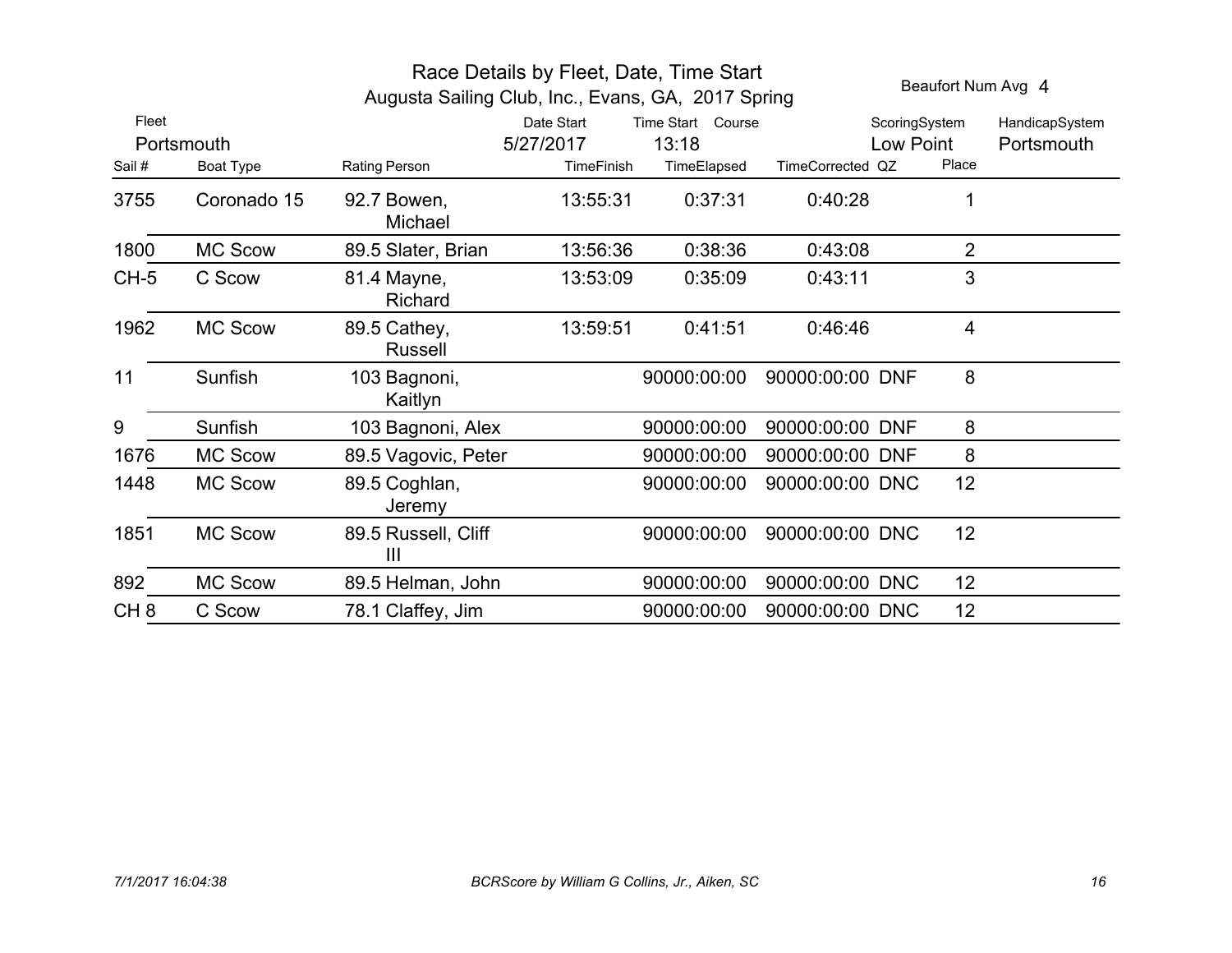# Race Details by Fleet, Date, Time Start

Augusta Sailing Club, Inc., Evans, GA, 2017 Spring

Beaufort Num Avg 4

| Fleet | Date Start | Time Start | Course | ScoringSystem | HandicapSystem |
|---|---|---|---|---|---|
| Portsmouth | 5/27/2017 | 13:18 | | Low Point | Portsmouth |

| Sail # | Boat Type | Rating | Person | TimeFinish | TimeElapsed | TimeCorrected | QZ | Place |
|---|---|---|---|---|---|---|---|---|
| 3755 | Coronado 15 | 92.7 | Bowen, Michael | 13:55:31 | 0:37:31 | 0:40:28 | | 1 |
| 1800 | MC Scow | 89.5 | Slater, Brian | 13:56:36 | 0:38:36 | 0:43:08 | | 2 |
| CH-5 | C Scow | 81.4 | Mayne, Richard | 13:53:09 | 0:35:09 | 0:43:11 | | 3 |
| 1962 | MC Scow | 89.5 | Cathey, Russell | 13:59:51 | 0:41:51 | 0:46:46 | | 4 |
| 11 | Sunfish | 103 | Bagnoni, Kaitlyn | | 90000:00:00 | 90000:00:00 | DNF | 8 |
| 9 | Sunfish | 103 | Bagnoni, Alex | | 90000:00:00 | 90000:00:00 | DNF | 8 |
| 1676 | MC Scow | 89.5 | Vagovic, Peter | | 90000:00:00 | 90000:00:00 | DNF | 8 |
| 1448 | MC Scow | 89.5 | Coghlan, Jeremy | | 90000:00:00 | 90000:00:00 | DNC | 12 |
| 1851 | MC Scow | 89.5 | Russell, Cliff III | | 90000:00:00 | 90000:00:00 | DNC | 12 |
| 892 | MC Scow | 89.5 | Helman, John | | 90000:00:00 | 90000:00:00 | DNC | 12 |
| CH 8 | C Scow | 78.1 | Claffey, Jim | | 90000:00:00 | 90000:00:00 | DNC | 12 |

*7/1/2017 16:04:38* *BCRScore by William G Collins, Jr., Aiken, SC*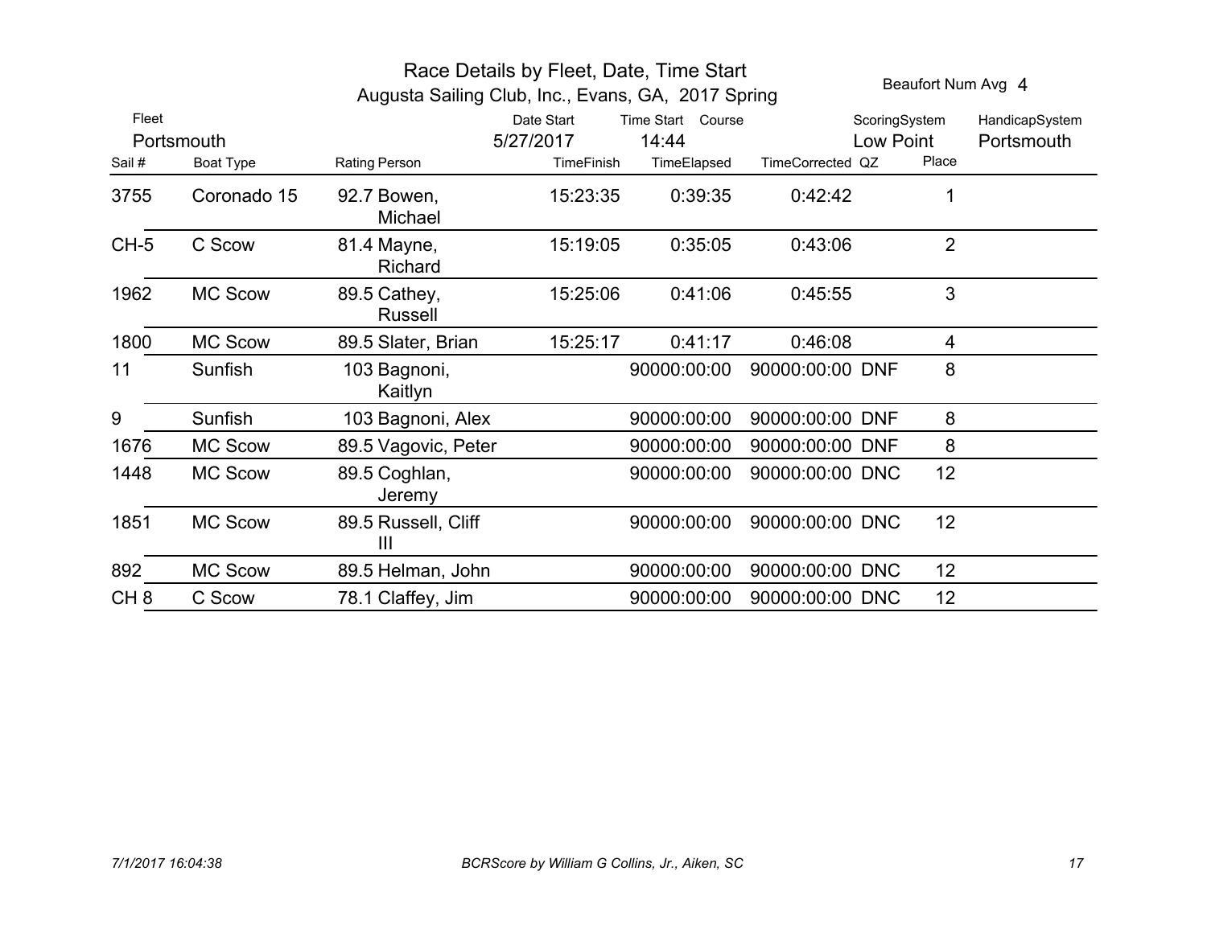# Race Details by Fleet, Date, Time Start

## Augusta Sailing Club, Inc., Evans, GA, 2017 Spring

Beaufort Num Avg 4

| Fleet | Date Start | Time Start | Course | ScoringSystem | HandicapSystem |
|---|---|---|---|---|---|
| Portsmouth | 5/27/2017 | 14:44 | | Low Point | Portsmouth |

| Sail # | Boat Type | Rating | Person | TimeFinish | TimeElapsed | TimeCorrected | QZ | Place |
|---|---|---|---|---|---|---|---|---|
| 3755 | Coronado 15 | 92.7 | Bowen, Michael | 15:23:35 | 0:39:35 | 0:42:42 | | 1 |
| CH-5 | C Scow | 81.4 | Mayne, Richard | 15:19:05 | 0:35:05 | 0:43:06 | | 2 |
| 1962 | MC Scow | 89.5 | Cathey, Russell | 15:25:06 | 0:41:06 | 0:45:55 | | 3 |
| 1800 | MC Scow | 89.5 | Slater, Brian | 15:25:17 | 0:41:17 | 0:46:08 | | 4 |
| 11 | Sunfish | 103 | Bagnoni, Kaitlyn | | 90000:00:00 | 90000:00:00 | DNF | 8 |
| 9 | Sunfish | 103 | Bagnoni, Alex | | 90000:00:00 | 90000:00:00 | DNF | 8 |
| 1676 | MC Scow | 89.5 | Vagovic, Peter | | 90000:00:00 | 90000:00:00 | DNF | 8 |
| 1448 | MC Scow | 89.5 | Coghlan, Jeremy | | 90000:00:00 | 90000:00:00 | DNC | 12 |
| 1851 | MC Scow | 89.5 | Russell, Cliff III | | 90000:00:00 | 90000:00:00 | DNC | 12 |
| 892 | MC Scow | 89.5 | Helman, John | | 90000:00:00 | 90000:00:00 | DNC | 12 |
| CH 8 | C Scow | 78.1 | Claffey, Jim | | 90000:00:00 | 90000:00:00 | DNC | 12 |

*7/1/2017 16:04:38* *BCRScore by William G Collins, Jr., Aiken, SC*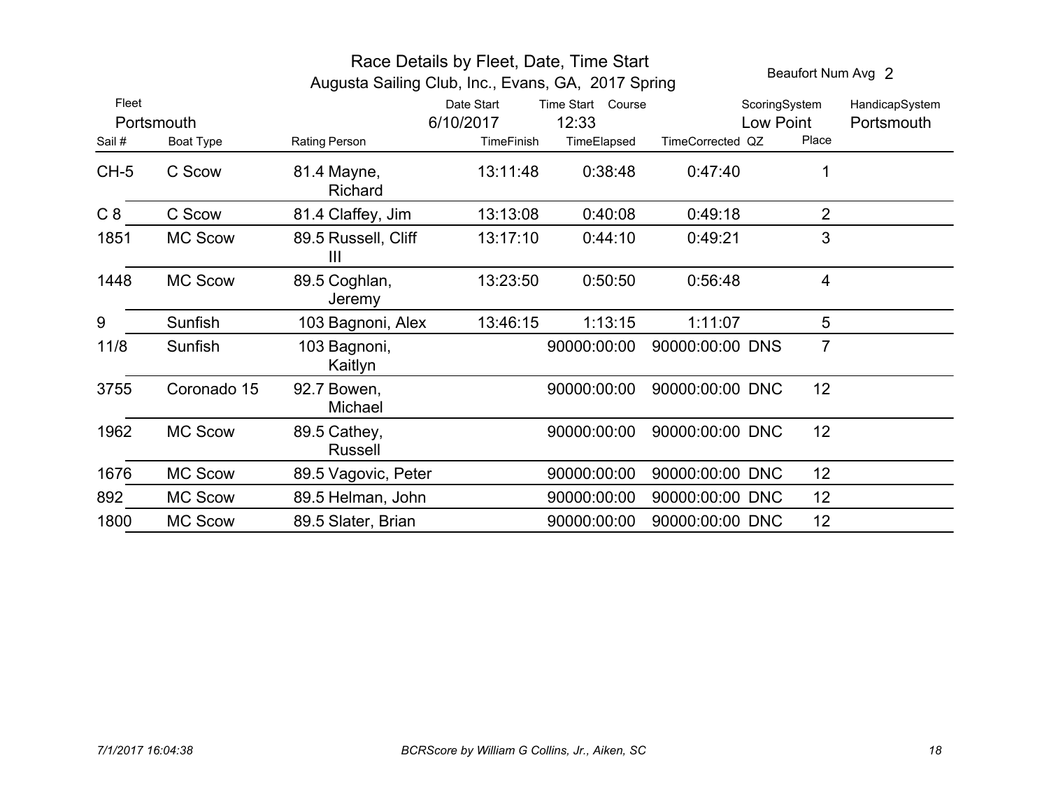# Race Details by Fleet, Date, Time Start

## Augusta Sailing Club, Inc., Evans, GA, 2017 Spring

Beaufort Num Avg 2

| Fleet | Date Start | Time Start | Course | ScoringSystem | HandicapSystem |
|---|---|---|---|---|---|
| Portsmouth | 6/10/2017 | 12:33 | | Low Point | Portsmouth |

| Sail # | Boat Type | Rating | Person | TimeFinish | TimeElapsed | TimeCorrected | QZ | Place |
|---|---|---|---|---|---|---|---|---|
| CH-5 | C Scow | 81.4 | Mayne, Richard | 13:11:48 | 0:38:48 | 0:47:40 | | 1 |
| C 8 | C Scow | 81.4 | Claffey, Jim | 13:13:08 | 0:40:08 | 0:49:18 | | 2 |
| 1851 | MC Scow | 89.5 | Russell, Cliff III | 13:17:10 | 0:44:10 | 0:49:21 | | 3 |
| 1448 | MC Scow | 89.5 | Coghlan, Jeremy | 13:23:50 | 0:50:50 | 0:56:48 | | 4 |
| 9 | Sunfish | 103 | Bagnoni, Alex | 13:46:15 | 1:13:15 | 1:11:07 | | 5 |
| 11/8 | Sunfish | 103 | Bagnoni, Kaitlyn | | 90000:00:00 | 90000:00:00 | DNS | 7 |
| 3755 | Coronado 15 | 92.7 | Bowen, Michael | | 90000:00:00 | 90000:00:00 | DNC | 12 |
| 1962 | MC Scow | 89.5 | Cathey, Russell | | 90000:00:00 | 90000:00:00 | DNC | 12 |
| 1676 | MC Scow | 89.5 | Vagovic, Peter | | 90000:00:00 | 90000:00:00 | DNC | 12 |
| 892 | MC Scow | 89.5 | Helman, John | | 90000:00:00 | 90000:00:00 | DNC | 12 |
| 1800 | MC Scow | 89.5 | Slater, Brian | | 90000:00:00 | 90000:00:00 | DNC | 12 |

*7/1/2017 16:04:38* *BCRScore by William G Collins, Jr., Aiken, SC*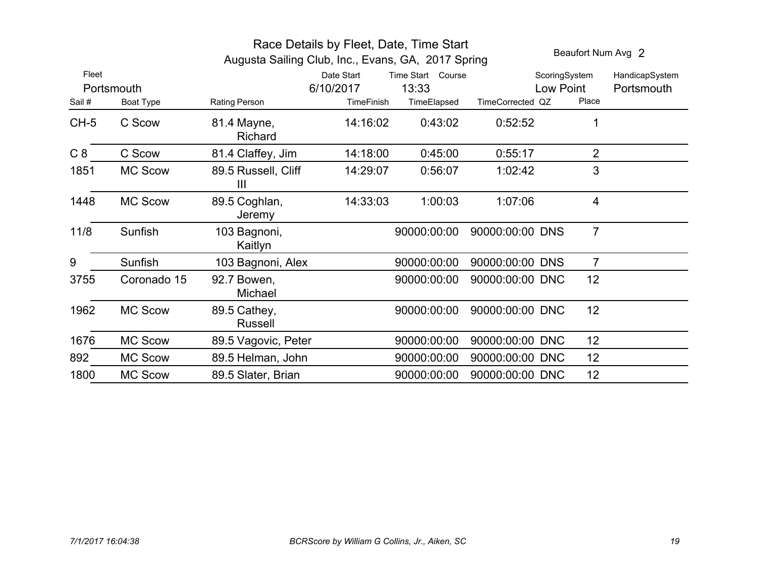# Race Details by Fleet, Date, Time Start

Augusta Sailing Club, Inc., Evans, GA, 2017 Spring

Beaufort Num Avg 2

| Fleet | Date Start | Time Start | Course | ScoringSystem | HandicapSystem |
|---|---|---|---|---|---|
| Portsmouth | 6/10/2017 | 13:33 | | Low Point | Portsmouth |

| Sail # | Boat Type | Rating | Person | TimeFinish | TimeElapsed | TimeCorrected | QZ | Place |
|---|---|---|---|---|---|---|---|---|
| CH-5 | C Scow | 81.4 | Mayne, Richard | 14:16:02 | 0:43:02 | 0:52:52 | | 1 |
| C 8 | C Scow | 81.4 | Claffey, Jim | 14:18:00 | 0:45:00 | 0:55:17 | | 2 |
| 1851 | MC Scow | 89.5 | Russell, Cliff III | 14:29:07 | 0:56:07 | 1:02:42 | | 3 |
| 1448 | MC Scow | 89.5 | Coghlan, Jeremy | 14:33:03 | 1:00:03 | 1:07:06 | | 4 |
| 11/8 | Sunfish | 103 | Bagnoni, Kaitlyn | | 90000:00:00 | 90000:00:00 | DNS | 7 |
| 9 | Sunfish | 103 | Bagnoni, Alex | | 90000:00:00 | 90000:00:00 | DNS | 7 |
| 3755 | Coronado 15 | 92.7 | Bowen, Michael | | 90000:00:00 | 90000:00:00 | DNC | 12 |
| 1962 | MC Scow | 89.5 | Cathey, Russell | | 90000:00:00 | 90000:00:00 | DNC | 12 |
| 1676 | MC Scow | 89.5 | Vagovic, Peter | | 90000:00:00 | 90000:00:00 | DNC | 12 |
| 892 | MC Scow | 89.5 | Helman, John | | 90000:00:00 | 90000:00:00 | DNC | 12 |
| 1800 | MC Scow | 89.5 | Slater, Brian | | 90000:00:00 | 90000:00:00 | DNC | 12 |

*7/1/2017 16:04:38* *BCRScore by William G Collins, Jr., Aiken, SC*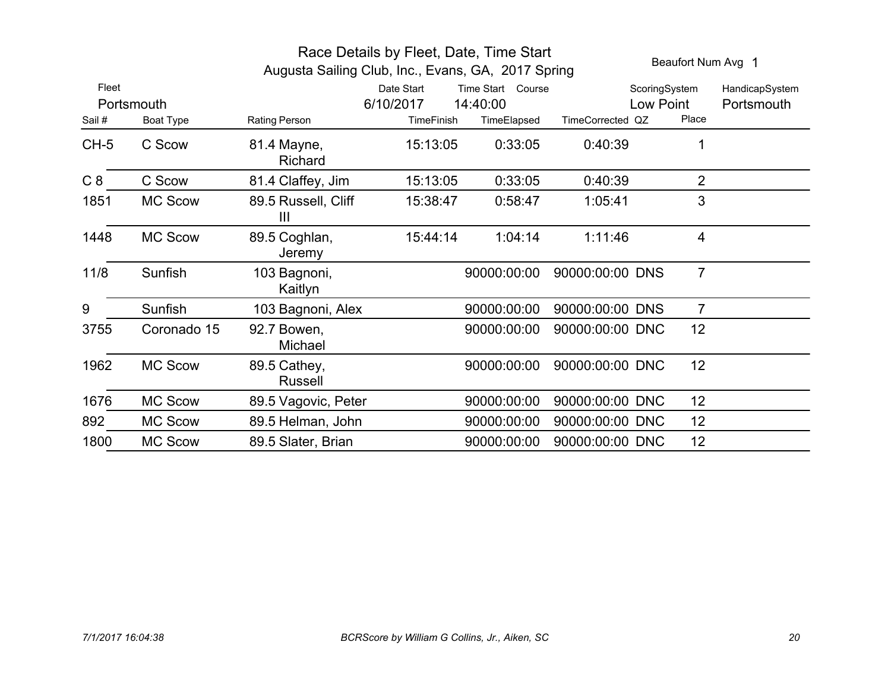# Race Details by Fleet, Date, Time Start

## Augusta Sailing Club, Inc., Evans, GA, 2017 Spring

Beaufort Num Avg 1

| Fleet | Date Start | Time Start | Course | ScoringSystem | HandicapSystem |
|---|---|---|---|---|---|
| Portsmouth | 6/10/2017 | 14:40:00 | | Low Point | Portsmouth |

| Sail # | Boat Type | Rating | Person | TimeFinish | TimeElapsed | TimeCorrected | QZ | Place |
|---|---|---|---|---|---|---|---|---|
| CH-5 | C Scow | 81.4 | Mayne, Richard | 15:13:05 | 0:33:05 | 0:40:39 | | 1 |
| C 8 | C Scow | 81.4 | Claffey, Jim | 15:13:05 | 0:33:05 | 0:40:39 | | 2 |
| 1851 | MC Scow | 89.5 | Russell, Cliff III | 15:38:47 | 0:58:47 | 1:05:41 | | 3 |
| 1448 | MC Scow | 89.5 | Coghlan, Jeremy | 15:44:14 | 1:04:14 | 1:11:46 | | 4 |
| 11/8 | Sunfish | 103 | Bagnoni, Kaitlyn | | 90000:00:00 | 90000:00:00 | DNS | 7 |
| 9 | Sunfish | 103 | Bagnoni, Alex | | 90000:00:00 | 90000:00:00 | DNS | 7 |
| 3755 | Coronado 15 | 92.7 | Bowen, Michael | | 90000:00:00 | 90000:00:00 | DNC | 12 |
| 1962 | MC Scow | 89.5 | Cathey, Russell | | 90000:00:00 | 90000:00:00 | DNC | 12 |
| 1676 | MC Scow | 89.5 | Vagovic, Peter | | 90000:00:00 | 90000:00:00 | DNC | 12 |
| 892 | MC Scow | 89.5 | Helman, John | | 90000:00:00 | 90000:00:00 | DNC | 12 |
| 1800 | MC Scow | 89.5 | Slater, Brian | | 90000:00:00 | 90000:00:00 | DNC | 12 |

*7/1/2017 16:04:38* *BCRScore by William G Collins, Jr., Aiken, SC*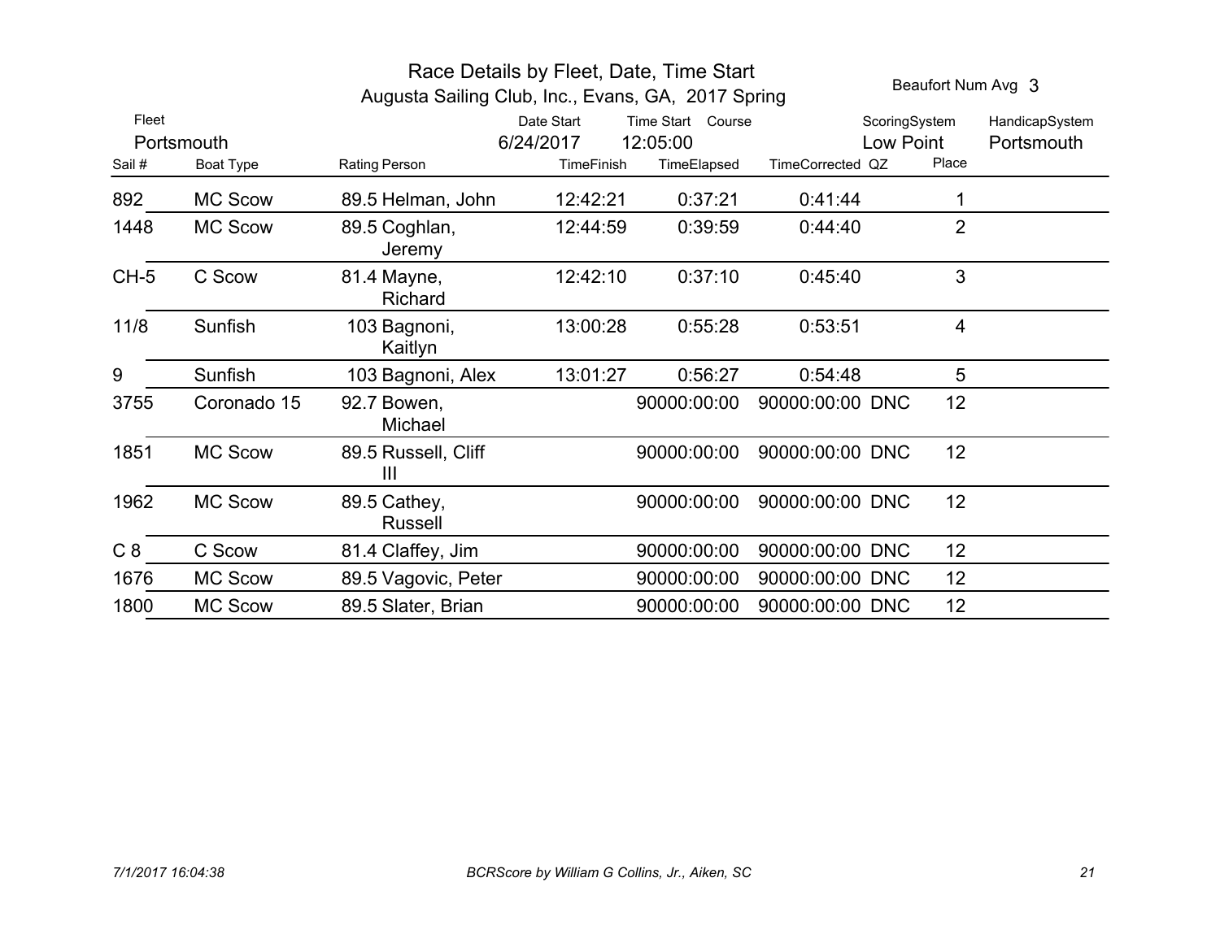# Race Details by Fleet, Date, Time Start

Augusta Sailing Club, Inc., Evans, GA, 2017 Spring

Beaufort Num Avg 3

| Fleet | Date Start | Time Start | Course | ScoringSystem | HandicapSystem |
|---|---|---|---|---|---|
| Portsmouth | 6/24/2017 | 12:05:00 | | Low Point | Portsmouth |

| Sail # | Boat Type | Rating | Person | TimeFinish | TimeElapsed | TimeCorrected | QZ | Place |
|---|---|---|---|---|---|---|---|---|
| 892 | MC Scow | 89.5 | Helman, John | 12:42:21 | 0:37:21 | 0:41:44 | | 1 |
| 1448 | MC Scow | 89.5 | Coghlan, Jeremy | 12:44:59 | 0:39:59 | 0:44:40 | | 2 |
| CH-5 | C Scow | 81.4 | Mayne, Richard | 12:42:10 | 0:37:10 | 0:45:40 | | 3 |
| 11/8 | Sunfish | 103 | Bagnoni, Kaitlyn | 13:00:28 | 0:55:28 | 0:53:51 | | 4 |
| 9 | Sunfish | 103 | Bagnoni, Alex | 13:01:27 | 0:56:27 | 0:54:48 | | 5 |
| 3755 | Coronado 15 | 92.7 | Bowen, Michael | | 90000:00:00 | 90000:00:00 | DNC | 12 |
| 1851 | MC Scow | 89.5 | Russell, Cliff III | | 90000:00:00 | 90000:00:00 | DNC | 12 |
| 1962 | MC Scow | 89.5 | Cathey, Russell | | 90000:00:00 | 90000:00:00 | DNC | 12 |
| C 8 | C Scow | 81.4 | Claffey, Jim | | 90000:00:00 | 90000:00:00 | DNC | 12 |
| 1676 | MC Scow | 89.5 | Vagovic, Peter | | 90000:00:00 | 90000:00:00 | DNC | 12 |
| 1800 | MC Scow | 89.5 | Slater, Brian | | 90000:00:00 | 90000:00:00 | DNC | 12 |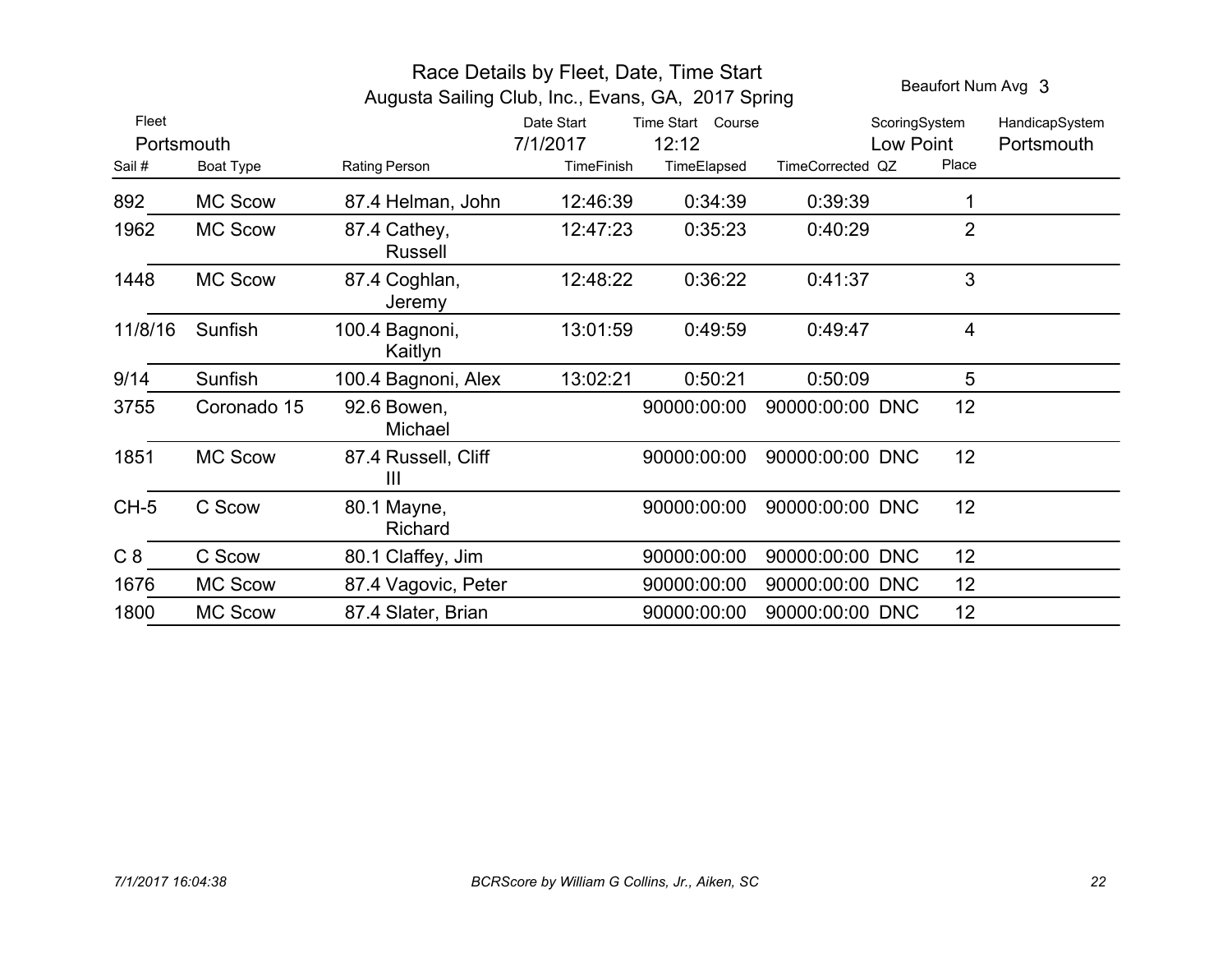# Race Details by Fleet, Date, Time Start

Augusta Sailing Club, Inc., Evans, GA, 2017 Spring

Beaufort Num Avg 3

| Fleet | Date Start | Time Start | Course | ScoringSystem | HandicapSystem |
|---|---|---|---|---|---|
| Portsmouth | 7/1/2017 | 12:12 | | Low Point | Portsmouth |

| Sail # | Boat Type | Rating | Person | TimeFinish | TimeElapsed | TimeCorrected | QZ | Place |
|---|---|---|---|---|---|---|---|---|
| 892 | MC Scow | 87.4 | Helman, John | 12:46:39 | 0:34:39 | 0:39:39 | | 1 |
| 1962 | MC Scow | 87.4 | Cathey, Russell | 12:47:23 | 0:35:23 | 0:40:29 | | 2 |
| 1448 | MC Scow | 87.4 | Coghlan, Jeremy | 12:48:22 | 0:36:22 | 0:41:37 | | 3 |
| 11/8/16 | Sunfish | 100.4 | Bagnoni, Kaitlyn | 13:01:59 | 0:49:59 | 0:49:47 | | 4 |
| 9/14 | Sunfish | 100.4 | Bagnoni, Alex | 13:02:21 | 0:50:21 | 0:50:09 | | 5 |
| 3755 | Coronado 15 | 92.6 | Bowen, Michael | | 90000:00:00 | 90000:00:00 | DNC | 12 |
| 1851 | MC Scow | 87.4 | Russell, Cliff III | | 90000:00:00 | 90000:00:00 | DNC | 12 |
| CH-5 | C Scow | 80.1 | Mayne, Richard | | 90000:00:00 | 90000:00:00 | DNC | 12 |
| C 8 | C Scow | 80.1 | Claffey, Jim | | 90000:00:00 | 90000:00:00 | DNC | 12 |
| 1676 | MC Scow | 87.4 | Vagovic, Peter | | 90000:00:00 | 90000:00:00 | DNC | 12 |
| 1800 | MC Scow | 87.4 | Slater, Brian | | 90000:00:00 | 90000:00:00 | DNC | 12 |

*7/1/2017 16:04:38* *BCRScore by William G Collins, Jr., Aiken, SC*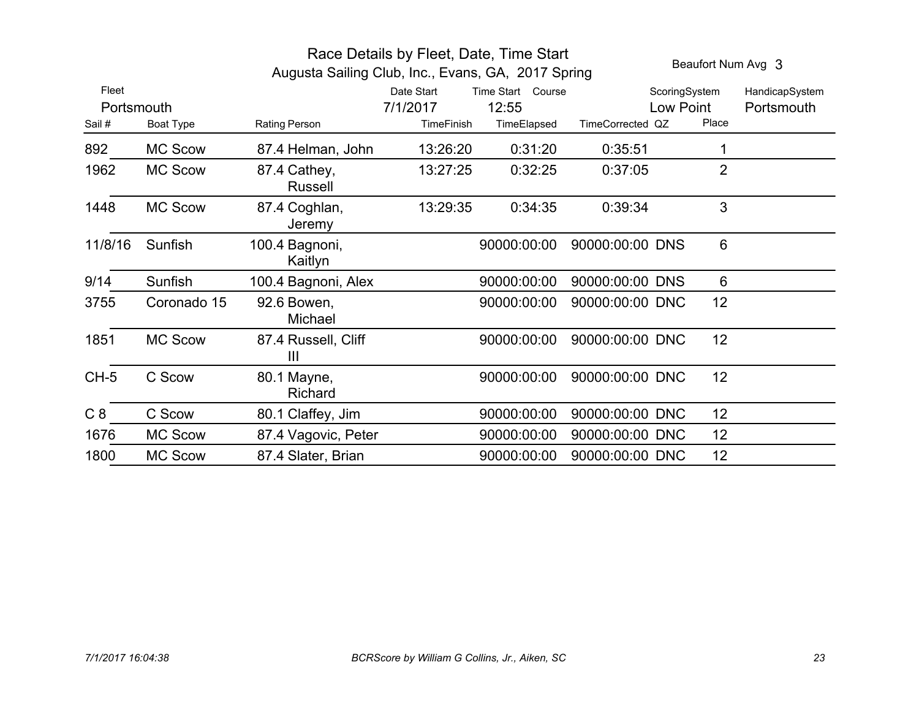# Race Details by Fleet, Date, Time Start

## Augusta Sailing Club, Inc., Evans, GA, 2017 Spring

Beaufort Num Avg 3

| Fleet | Date Start | Time Start | Course | ScoringSystem | HandicapSystem |
|---|---|---|---|---|---|
| Portsmouth | 7/1/2017 | 12:55 | | Low Point | Portsmouth |

| Sail # | Boat Type | Rating | Person | TimeFinish | TimeElapsed | TimeCorrected | QZ | Place |
|---|---|---|---|---|---|---|---|---|
| 892 | MC Scow | 87.4 | Helman, John | 13:26:20 | 0:31:20 | 0:35:51 | | 1 |
| 1962 | MC Scow | 87.4 | Cathey, Russell | 13:27:25 | 0:32:25 | 0:37:05 | | 2 |
| 1448 | MC Scow | 87.4 | Coghlan, Jeremy | 13:29:35 | 0:34:35 | 0:39:34 | | 3 |
| 11/8/16 | Sunfish | 100.4 | Bagnoni, Kaitlyn | | 90000:00:00 | 90000:00:00 | DNS | 6 |
| 9/14 | Sunfish | 100.4 | Bagnoni, Alex | | 90000:00:00 | 90000:00:00 | DNS | 6 |
| 3755 | Coronado 15 | 92.6 | Bowen, Michael | | 90000:00:00 | 90000:00:00 | DNC | 12 |
| 1851 | MC Scow | 87.4 | Russell, Cliff III | | 90000:00:00 | 90000:00:00 | DNC | 12 |
| CH-5 | C Scow | 80.1 | Mayne, Richard | | 90000:00:00 | 90000:00:00 | DNC | 12 |
| C 8 | C Scow | 80.1 | Claffey, Jim | | 90000:00:00 | 90000:00:00 | DNC | 12 |
| 1676 | MC Scow | 87.4 | Vagovic, Peter | | 90000:00:00 | 90000:00:00 | DNC | 12 |
| 1800 | MC Scow | 87.4 | Slater, Brian | | 90000:00:00 | 90000:00:00 | DNC | 12 |

*7/1/2017 16:04:38* *BCRScore by William G Collins, Jr., Aiken, SC*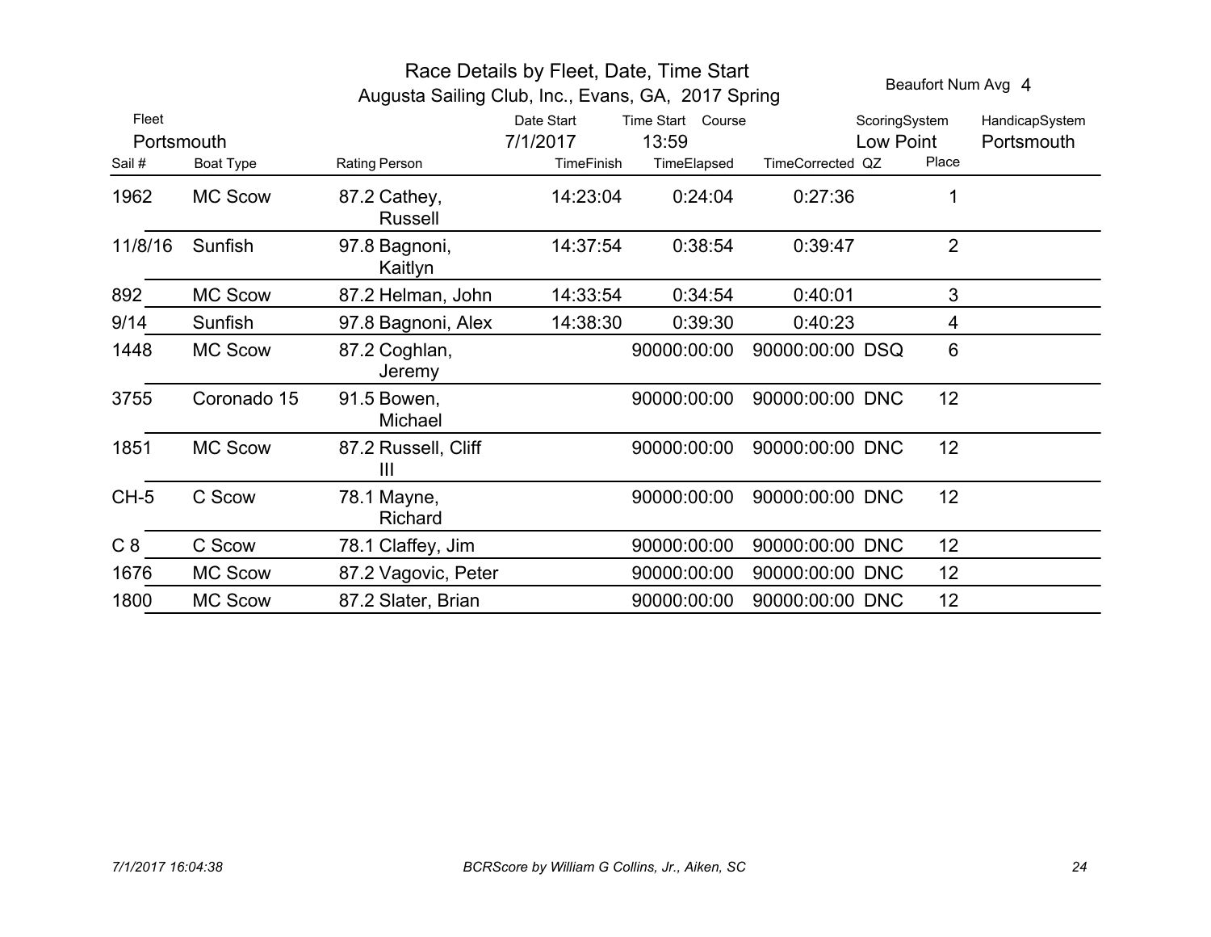# Race Details by Fleet, Date, Time Start

Augusta Sailing Club, Inc., Evans, GA, 2017 Spring

Beaufort Num Avg 4

| Fleet | Date Start | Time Start | Course | ScoringSystem | HandicapSystem |
|---|---|---|---|---|---|
| Portsmouth | 7/1/2017 | 13:59 | | Low Point | Portsmouth |

| Sail # | Boat Type | Rating | Person | TimeFinish | TimeElapsed | TimeCorrected | QZ | Place |
|---|---|---|---|---|---|---|---|---|
| 1962 | MC Scow | 87.2 | Cathey, Russell | 14:23:04 | 0:24:04 | 0:27:36 | | 1 |
| 11/8/16 | Sunfish | 97.8 | Bagnoni, Kaitlyn | 14:37:54 | 0:38:54 | 0:39:47 | | 2 |
| 892 | MC Scow | 87.2 | Helman, John | 14:33:54 | 0:34:54 | 0:40:01 | | 3 |
| 9/14 | Sunfish | 97.8 | Bagnoni, Alex | 14:38:30 | 0:39:30 | 0:40:23 | | 4 |
| 1448 | MC Scow | 87.2 | Coghlan, Jeremy | | 90000:00:00 | 90000:00:00 | DSQ | 6 |
| 3755 | Coronado 15 | 91.5 | Bowen, Michael | | 90000:00:00 | 90000:00:00 | DNC | 12 |
| 1851 | MC Scow | 87.2 | Russell, Cliff III | | 90000:00:00 | 90000:00:00 | DNC | 12 |
| CH-5 | C Scow | 78.1 | Mayne, Richard | | 90000:00:00 | 90000:00:00 | DNC | 12 |
| C 8 | C Scow | 78.1 | Claffey, Jim | | 90000:00:00 | 90000:00:00 | DNC | 12 |
| 1676 | MC Scow | 87.2 | Vagovic, Peter | | 90000:00:00 | 90000:00:00 | DNC | 12 |
| 1800 | MC Scow | 87.2 | Slater, Brian | | 90000:00:00 | 90000:00:00 | DNC | 12 |

*7/1/2017 16:04:38* *BCRScore by William G Collins, Jr., Aiken, SC*